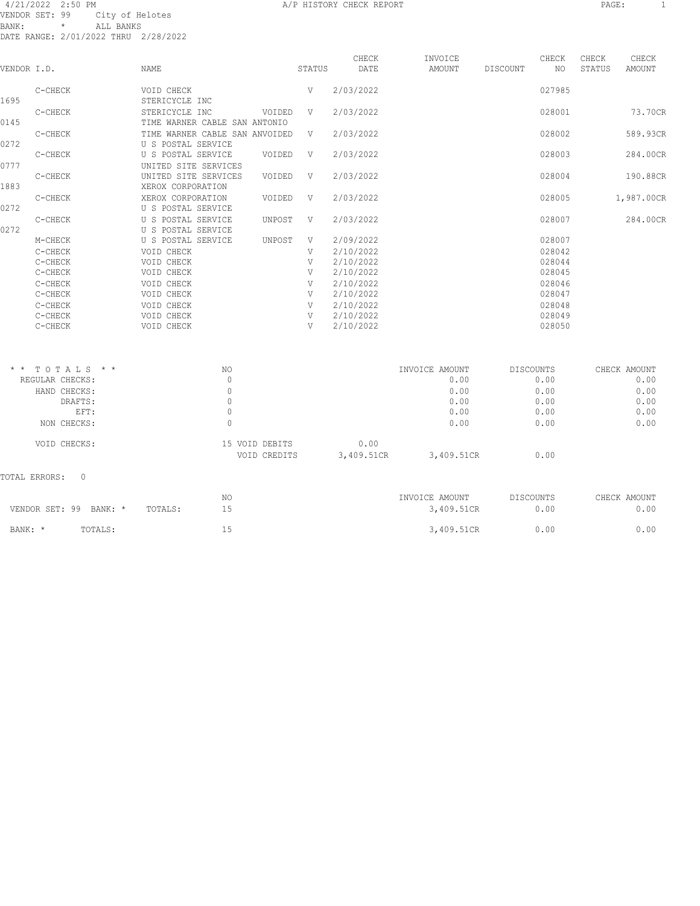4/21/2022 2:50 PM — A/P HISTORY CHECK REPORT

VENDOR SET: 99 City of Helotes
BANK: * ALL BANKS
DATE RANGE: 2/01/2022 THRU 2/28/2022

| VENDOR I.D. | NAME | | STATUS | CHECK DATE | INVOICE AMOUNT | DISCOUNT | CHECK NO | CHECK STATUS | CHECK AMOUNT |
|---|---|---|---|---|---|---|---|---|---|
| C-CHECK | VOID CHECK | | V | 2/03/2022 | | | 027985 | | |
| 1695 | STERICYCLE INC | | | | | | | | |
| C-CHECK | STERICYCLE INC | VOIDED | V | 2/03/2022 | | | 028001 | | 73.70CR |
| 0145 | TIME WARNER CABLE SAN ANTONIO | | | | | | | | |
| C-CHECK | TIME WARNER CABLE SAN AN | VOIDED | V | 2/03/2022 | | | 028002 | | 589.93CR |
| 0272 | U S POSTAL SERVICE | | | | | | | | |
| C-CHECK | U S POSTAL SERVICE | VOIDED | V | 2/03/2022 | | | 028003 | | 284.00CR |
| 0777 | UNITED SITE SERVICES | | | | | | | | |
| C-CHECK | UNITED SITE SERVICES | VOIDED | V | 2/03/2022 | | | 028004 | | 190.88CR |
| 1883 | XEROX CORPORATION | | | | | | | | |
| C-CHECK | XEROX CORPORATION | VOIDED | V | 2/03/2022 | | | 028005 | | 1,987.00CR |
| 0272 | U S POSTAL SERVICE | | | | | | | | |
| C-CHECK | U S POSTAL SERVICE | UNPOST | V | 2/03/2022 | | | 028007 | | 284.00CR |
| 0272 | U S POSTAL SERVICE | | | | | | | | |
| M-CHECK | U S POSTAL SERVICE | UNPOST | V | 2/09/2022 | | | 028007 | | |
| C-CHECK | VOID CHECK | | V | 2/10/2022 | | | 028042 | | |
| C-CHECK | VOID CHECK | | V | 2/10/2022 | | | 028044 | | |
| C-CHECK | VOID CHECK | | V | 2/10/2022 | | | 028045 | | |
| C-CHECK | VOID CHECK | | V | 2/10/2022 | | | 028046 | | |
| C-CHECK | VOID CHECK | | V | 2/10/2022 | | | 028047 | | |
| C-CHECK | VOID CHECK | | V | 2/10/2022 | | | 028048 | | |
| C-CHECK | VOID CHECK | | V | 2/10/2022 | | | 028049 | | |
| C-CHECK | VOID CHECK | | V | 2/10/2022 | | | 028050 | | |

| * * TOTALS * * | NO | | | INVOICE AMOUNT | DISCOUNTS | CHECK AMOUNT |
|---|---|---|---|---|---|---|
| REGULAR CHECKS: | 0 | | | 0.00 | 0.00 | 0.00 |
| HAND CHECKS: | 0 | | | 0.00 | 0.00 | 0.00 |
| DRAFTS: | 0 | | | 0.00 | 0.00 | 0.00 |
| EFT: | 0 | | | 0.00 | 0.00 | 0.00 |
| NON CHECKS: | 0 | | | 0.00 | 0.00 | 0.00 |
| VOID CHECKS: | 15 | VOID DEBITS | 0.00 | | | |
| | | VOID CREDITS | 3,409.51CR | 3,409.51CR | 0.00 | |

TOTAL ERRORS: 0

| | NO | INVOICE AMOUNT | DISCOUNTS | CHECK AMOUNT |
|---|---|---|---|---|
| VENDOR SET: 99 BANK: * TOTALS: | 15 | 3,409.51CR | 0.00 | 0.00 |
| BANK: * TOTALS: | 15 | 3,409.51CR | 0.00 | 0.00 |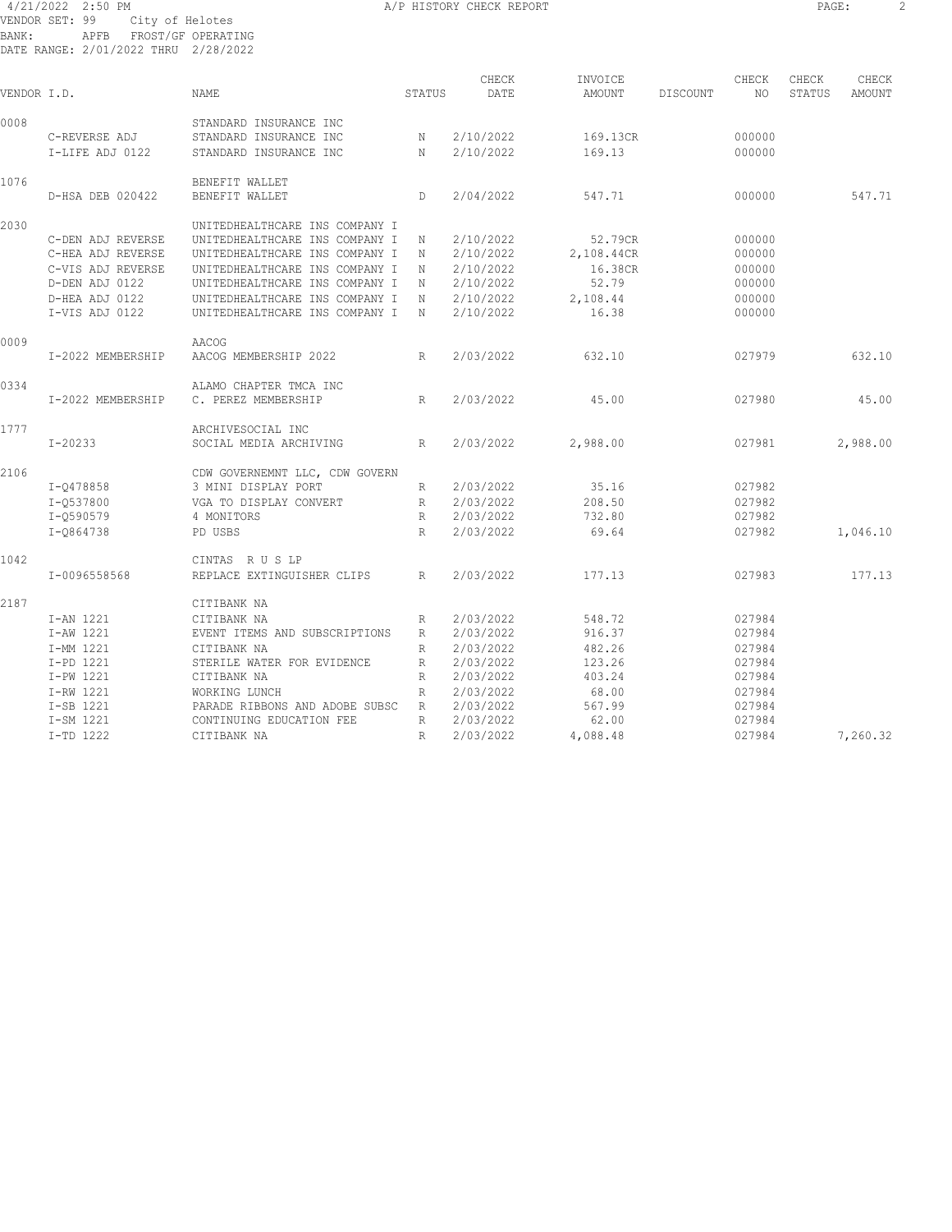4/21/2022 2:50 PM A/P HISTORY CHECK REPORT

VENDOR SET: 99 City of Helotes
BANK: APFB FROST/GF OPERATING
DATE RANGE: 2/01/2022 THRU 2/28/2022

| VENDOR I.D. | | NAME | STATUS | CHECK DATE | INVOICE AMOUNT | DISCOUNT | CHECK NO | CHECK STATUS | CHECK AMOUNT |
|---|---|---|---|---|---|---|---|---|---|
| 0008 | | STANDARD INSURANCE INC | | | | | | | |
| | C-REVERSE ADJ | STANDARD INSURANCE INC | N | 2/10/2022 | 169.13CR | | 000000 | | |
| | I-LIFE ADJ 0122 | STANDARD INSURANCE INC | N | 2/10/2022 | 169.13 | | 000000 | | |
| 1076 | | BENEFIT WALLET | | | | | | | |
| | D-HSA DEB 020422 | BENEFIT WALLET | D | 2/04/2022 | 547.71 | | 000000 | | 547.71 |
| 2030 | | UNITEDHEALTHCARE INS COMPANY I | | | | | | | |
| | C-DEN ADJ REVERSE | UNITEDHEALTHCARE INS COMPANY I | N | 2/10/2022 | 52.79CR | | 000000 | | |
| | C-HEA ADJ REVERSE | UNITEDHEALTHCARE INS COMPANY I | N | 2/10/2022 | 2,108.44CR | | 000000 | | |
| | C-VIS ADJ REVERSE | UNITEDHEALTHCARE INS COMPANY I | N | 2/10/2022 | 16.38CR | | 000000 | | |
| | D-DEN ADJ 0122 | UNITEDHEALTHCARE INS COMPANY I | N | 2/10/2022 | 52.79 | | 000000 | | |
| | D-HEA ADJ 0122 | UNITEDHEALTHCARE INS COMPANY I | N | 2/10/2022 | 2,108.44 | | 000000 | | |
| | I-VIS ADJ 0122 | UNITEDHEALTHCARE INS COMPANY I | N | 2/10/2022 | 16.38 | | 000000 | | |
| 0009 | | AACOG | | | | | | | |
| | I-2022 MEMBERSHIP | AACOG MEMBERSHIP 2022 | R | 2/03/2022 | 632.10 | | 027979 | | 632.10 |
| 0334 | | ALAMO CHAPTER TMCA INC | | | | | | | |
| | I-2022 MEMBERSHIP | C. PEREZ MEMBERSHIP | R | 2/03/2022 | 45.00 | | 027980 | | 45.00 |
| 1777 | | ARCHIVESOCIAL INC | | | | | | | |
| | I-20233 | SOCIAL MEDIA ARCHIVING | R | 2/03/2022 | 2,988.00 | | 027981 | | 2,988.00 |
| 2106 | | CDW GOVERNEMNT LLC, CDW GOVERN | | | | | | | |
| | I-Q478858 | 3 MINI DISPLAY PORT | R | 2/03/2022 | 35.16 | | 027982 | | |
| | I-Q537800 | VGA TO DISPLAY CONVERT | R | 2/03/2022 | 208.50 | | 027982 | | |
| | I-Q590579 | 4 MONITORS | R | 2/03/2022 | 732.80 | | 027982 | | |
| | I-Q864738 | PD USBS | R | 2/03/2022 | 69.64 | | 027982 | | 1,046.10 |
| 1042 | | CINTAS R U S LP | | | | | | | |
| | I-0096558568 | REPLACE EXTINGUISHER CLIPS | R | 2/03/2022 | 177.13 | | 027983 | | 177.13 |
| 2187 | | CITIBANK NA | | | | | | | |
| | I-AN 1221 | CITIBANK NA | R | 2/03/2022 | 548.72 | | 027984 | | |
| | I-AW 1221 | EVENT ITEMS AND SUBSCRIPTIONS | R | 2/03/2022 | 916.37 | | 027984 | | |
| | I-MM 1221 | CITIBANK NA | R | 2/03/2022 | 482.26 | | 027984 | | |
| | I-PD 1221 | STERILE WATER FOR EVIDENCE | R | 2/03/2022 | 123.26 | | 027984 | | |
| | I-PW 1221 | CITIBANK NA | R | 2/03/2022 | 403.24 | | 027984 | | |
| | I-RW 1221 | WORKING LUNCH | R | 2/03/2022 | 68.00 | | 027984 | | |
| | I-SB 1221 | PARADE RIBBONS AND ADOBE SUBSC | R | 2/03/2022 | 567.99 | | 027984 | | |
| | I-SM 1221 | CONTINUING EDUCATION FEE | R | 2/03/2022 | 62.00 | | 027984 | | |
| | I-TD 1222 | CITIBANK NA | R | 2/03/2022 | 4,088.48 | | 027984 | | 7,260.32 |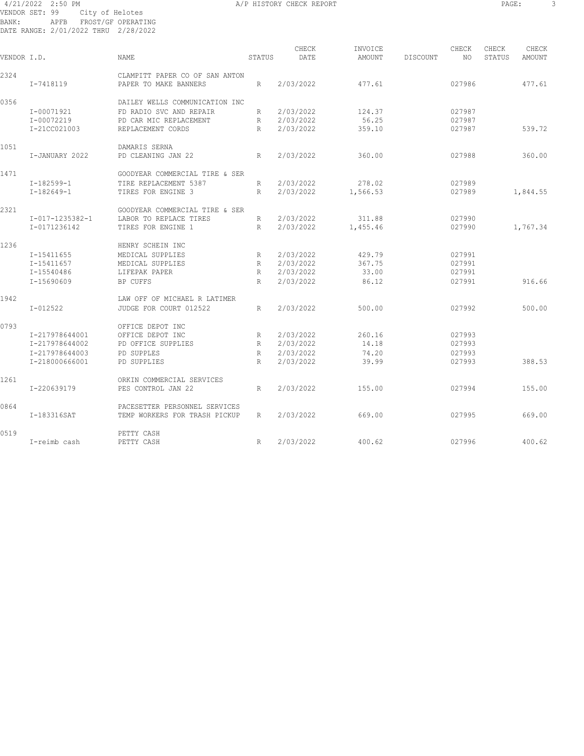4/21/2022 2:50 PM A/P HISTORY CHECK REPORT

VENDOR SET: 99 City of Helotes
BANK: APFB FROST/GF OPERATING
DATE RANGE: 2/01/2022 THRU 2/28/2022

| VENDOR I.D. | | NAME | STATUS | CHECK DATE | INVOICE AMOUNT | DISCOUNT | CHECK NO | CHECK STATUS | CHECK AMOUNT |
|---|---|---|---|---|---|---|---|---|---|
| 2324 | | CLAMPITT PAPER CO OF SAN ANTON | | | | | | | |
| | I-7418119 | PAPER TO MAKE BANNERS | R | 2/03/2022 | 477.61 | | 027986 | | 477.61 |
| 0356 | | DAILEY WELLS COMMUNICATION INC | | | | | | | |
| | I-00071921 | FD RADIO SVC AND REPAIR | R | 2/03/2022 | 124.37 | | 027987 | | |
| | I-00072219 | PD CAR MIC REPLACEMENT | R | 2/03/2022 | 56.25 | | 027987 | | |
| | I-21CC021003 | REPLACEMENT CORDS | R | 2/03/2022 | 359.10 | | 027987 | | 539.72 |
| 1051 | | DAMARIS SERNA | | | | | | | |
| | I-JANUARY 2022 | PD CLEANING JAN 22 | R | 2/03/2022 | 360.00 | | 027988 | | 360.00 |
| 1471 | | GOODYEAR COMMERCIAL TIRE & SER | | | | | | | |
| | I-182599-1 | TIRE REPLACEMENT 5387 | R | 2/03/2022 | 278.02 | | 027989 | | |
| | I-182649-1 | TIRES FOR ENGINE 3 | R | 2/03/2022 | 1,566.53 | | 027989 | | 1,844.55 |
| 2321 | | GOODYEAR COMMERCIAL TIRE & SER | | | | | | | |
| | I-017-1235382-1 | LABOR TO REPLACE TIRES | R | 2/03/2022 | 311.88 | | 027990 | | |
| | I-0171236142 | TIRES FOR ENGINE 1 | R | 2/03/2022 | 1,455.46 | | 027990 | | 1,767.34 |
| 1236 | | HENRY SCHEIN INC | | | | | | | |
| | I-15411655 | MEDICAL SUPPLIES | R | 2/03/2022 | 429.79 | | 027991 | | |
| | I-15411657 | MEDICAL SUPPLIES | R | 2/03/2022 | 367.75 | | 027991 | | |
| | I-15540486 | LIFEPAK PAPER | R | 2/03/2022 | 33.00 | | 027991 | | |
| | I-15690609 | BP CUFFS | R | 2/03/2022 | 86.12 | | 027991 | | 916.66 |
| 1942 | | LAW OFF OF MICHAEL R LATIMER | | | | | | | |
| | I-012522 | JUDGE FOR COURT 012522 | R | 2/03/2022 | 500.00 | | 027992 | | 500.00 |
| 0793 | | OFFICE DEPOT INC | | | | | | | |
| | I-217978644001 | OFFICE DEPOT INC | R | 2/03/2022 | 260.16 | | 027993 | | |
| | I-217978644002 | PD OFFICE SUPPLIES | R | 2/03/2022 | 14.18 | | 027993 | | |
| | I-217978644003 | PD SUPPLES | R | 2/03/2022 | 74.20 | | 027993 | | |
| | I-218000666001 | PD SUPPLIES | R | 2/03/2022 | 39.99 | | 027993 | | 388.53 |
| 1261 | | ORKIN COMMERCIAL SERVICES | | | | | | | |
| | I-220639179 | PES CONTROL JAN 22 | R | 2/03/2022 | 155.00 | | 027994 | | 155.00 |
| 0864 | | PACESETTER PERSONNEL SERVICES | | | | | | | |
| | I-183316SAT | TEMP WORKERS FOR TRASH PICKUP | R | 2/03/2022 | 669.00 | | 027995 | | 669.00 |
| 0519 | | PETTY CASH | | | | | | | |
| | I-reimb cash | PETTY CASH | R | 2/03/2022 | 400.62 | | 027996 | | 400.62 |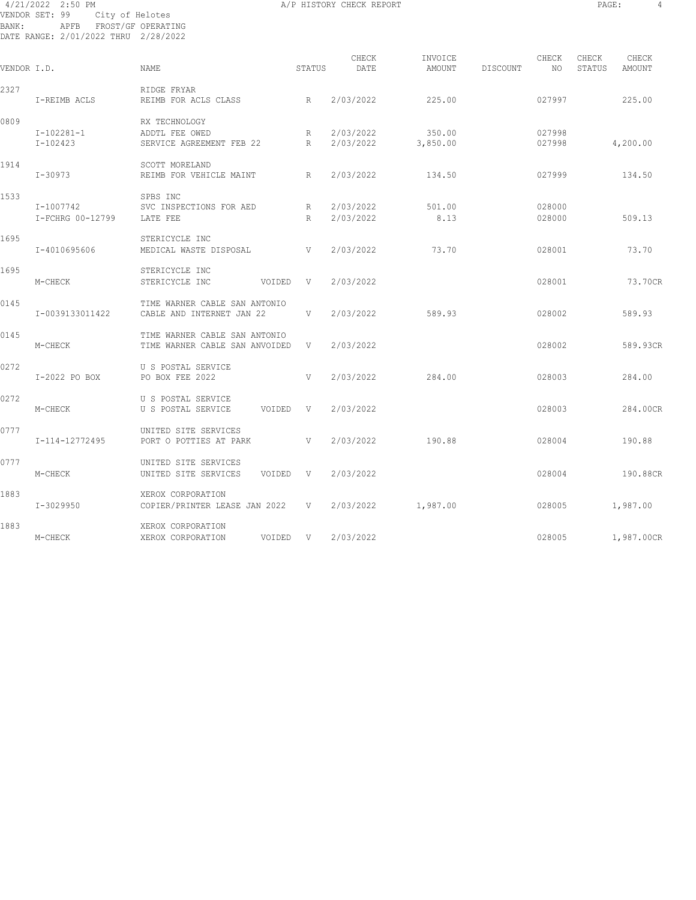4/21/2022 2:50 PM

A/P HISTORY CHECK REPORT

VENDOR SET: 99 City of Helotes
BANK: APFB FROST/GF OPERATING
DATE RANGE: 2/01/2022 THRU 2/28/2022

| VENDOR I.D. | | NAME | STATUS | CHECK DATE | INVOICE AMOUNT | DISCOUNT | CHECK NO | CHECK STATUS | CHECK AMOUNT |
|---|---|---|---|---|---|---|---|---|---|
| 2327 | | RIDGE FRYAR | | | | | | | |
| | I-REIMB ACLS | REIMB FOR ACLS CLASS | R | 2/03/2022 | 225.00 | | 027997 | | 225.00 |
| 0809 | | RX TECHNOLOGY | | | | | | | |
| | I-102281-1 | ADDTL FEE OWED | R | 2/03/2022 | 350.00 | | 027998 | | |
| | I-102423 | SERVICE AGREEMENT FEB 22 | R | 2/03/2022 | 3,850.00 | | 027998 | | 4,200.00 |
| 1914 | | SCOTT MORELAND | | | | | | | |
| | I-30973 | REIMB FOR VEHICLE MAINT | R | 2/03/2022 | 134.50 | | 027999 | | 134.50 |
| 1533 | | SPBS INC | | | | | | | |
| | I-1007742 | SVC INSPECTIONS FOR AED | R | 2/03/2022 | 501.00 | | 028000 | | |
| | I-FCHRG 00-12799 | LATE FEE | R | 2/03/2022 | 8.13 | | 028000 | | 509.13 |
| 1695 | | STERICYCLE INC | | | | | | | |
| | I-4010695606 | MEDICAL WASTE DISPOSAL | V | 2/03/2022 | 73.70 | | 028001 | | 73.70 |
| 1695 | | STERICYCLE INC | | | | | | | |
| | M-CHECK | STERICYCLE INC VOIDED | V | 2/03/2022 | | | 028001 | | 73.70CR |
| 0145 | | TIME WARNER CABLE SAN ANTONIO | | | | | | | |
| | I-0039133011422 | CABLE AND INTERNET JAN 22 | V | 2/03/2022 | 589.93 | | 028002 | | 589.93 |
| 0145 | | TIME WARNER CABLE SAN ANTONIO | | | | | | | |
| | M-CHECK | TIME WARNER CABLE SAN ANVOIDED | V | 2/03/2022 | | | 028002 | | 589.93CR |
| 0272 | | U S POSTAL SERVICE | | | | | | | |
| | I-2022 PO BOX | PO BOX FEE 2022 | V | 2/03/2022 | 284.00 | | 028003 | | 284.00 |
| 0272 | | U S POSTAL SERVICE | | | | | | | |
| | M-CHECK | U S POSTAL SERVICE VOIDED | V | 2/03/2022 | | | 028003 | | 284.00CR |
| 0777 | | UNITED SITE SERVICES | | | | | | | |
| | I-114-12772495 | PORT O POTTIES AT PARK | V | 2/03/2022 | 190.88 | | 028004 | | 190.88 |
| 0777 | | UNITED SITE SERVICES | | | | | | | |
| | M-CHECK | UNITED SITE SERVICES VOIDED | V | 2/03/2022 | | | 028004 | | 190.88CR |
| 1883 | | XEROX CORPORATION | | | | | | | |
| | I-3029950 | COPIER/PRINTER LEASE JAN 2022 | V | 2/03/2022 | 1,987.00 | | 028005 | | 1,987.00 |
| 1883 | | XEROX CORPORATION | | | | | | | |
| | M-CHECK | XEROX CORPORATION VOIDED | V | 2/03/2022 | | | 028005 | | 1,987.00CR |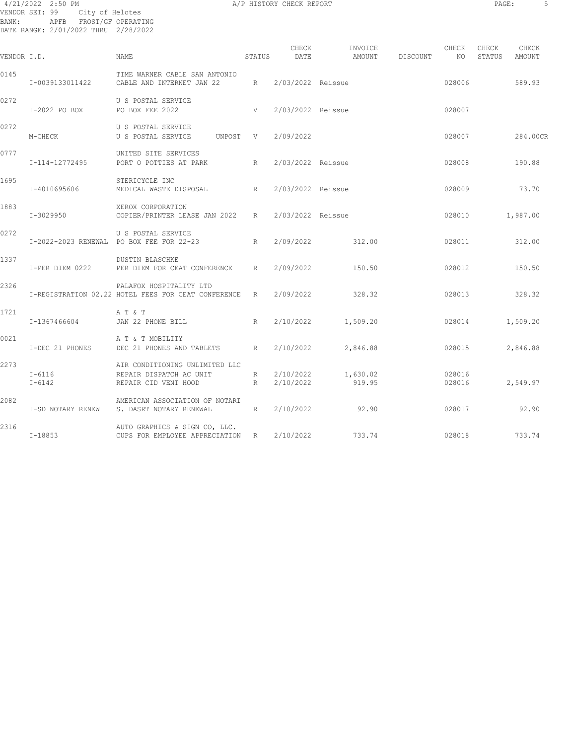A/P HISTORY CHECK REPORT

VENDOR SET: 99 City of Helotes
BANK: APFB FROST/GF OPERATING
DATE RANGE: 2/01/2022 THRU 2/28/2022

| VENDOR I.D. | NAME | STATUS | CHECK DATE | INVOICE AMOUNT | DISCOUNT | CHECK NO | CHECK STATUS | CHECK AMOUNT |
|---|---|---|---|---|---|---|---|---|
| 0145 | TIME WARNER CABLE SAN ANTONIO | | | | | | | |
| I-0039133011422 | CABLE AND INTERNET JAN 22 | R | 2/03/2022 | Reissue | | 028006 | | 589.93 |
| 0272 | U S POSTAL SERVICE | | | | | | | |
| I-2022 PO BOX | PO BOX FEE 2022 | V | 2/03/2022 | Reissue | | 028007 | | |
| 0272 | U S POSTAL SERVICE | | | | | | | |
| M-CHECK | U S POSTAL SERVICE UNPOST | V | 2/09/2022 | | | 028007 | | 284.00CR |
| 0777 | UNITED SITE SERVICES | | | | | | | |
| I-114-12772495 | PORT O POTTIES AT PARK | R | 2/03/2022 | Reissue | | 028008 | | 190.88 |
| 1695 | STERICYCLE INC | | | | | | | |
| I-4010695606 | MEDICAL WASTE DISPOSAL | R | 2/03/2022 | Reissue | | 028009 | | 73.70 |
| 1883 | XEROX CORPORATION | | | | | | | |
| I-3029950 | COPIER/PRINTER LEASE JAN 2022 | R | 2/03/2022 | Reissue | | 028010 | | 1,987.00 |
| 0272 | U S POSTAL SERVICE | | | | | | | |
| I-2022-2023 RENEWAL | PO BOX FEE FOR 22-23 | R | 2/09/2022 | 312.00 | | 028011 | | 312.00 |
| 1337 | DUSTIN BLASCHKE | | | | | | | |
| I-PER DIEM 0222 | PER DIEM FOR CEAT CONFERENCE | R | 2/09/2022 | 150.50 | | 028012 | | 150.50 |
| 2326 | PALAFOX HOSPITALITY LTD | | | | | | | |
| I-REGISTRATION 02.22 | HOTEL FEES FOR CEAT CONFERENCE | R | 2/09/2022 | 328.32 | | 028013 | | 328.32 |
| 1721 | A T & T | | | | | | | |
| I-1367466604 | JAN 22 PHONE BILL | R | 2/10/2022 | 1,509.20 | | 028014 | | 1,509.20 |
| 0021 | A T & T MOBILITY | | | | | | | |
| I-DEC 21 PHONES | DEC 21 PHONES AND TABLETS | R | 2/10/2022 | 2,846.88 | | 028015 | | 2,846.88 |
| 2273 | AIR CONDITIONING UNLIMITED LLC | | | | | | | |
| I-6116 | REPAIR DISPATCH AC UNIT | R | 2/10/2022 | 1,630.02 | | 028016 | | |
| I-6142 | REPAIR CID VENT HOOD | R | 2/10/2022 | 919.95 | | 028016 | | 2,549.97 |
| 2082 | AMERICAN ASSOCIATION OF NOTARI | | | | | | | |
| I-SD NOTARY RENEW | S. DASRT NOTARY RENEWAL | R | 2/10/2022 | 92.90 | | 028017 | | 92.90 |
| 2316 | AUTO GRAPHICS & SIGN CO, LLC. | | | | | | | |
| I-18853 | CUPS FOR EMPLOYEE APPRECIATION | R | 2/10/2022 | 733.74 | | 028018 | | 733.74 |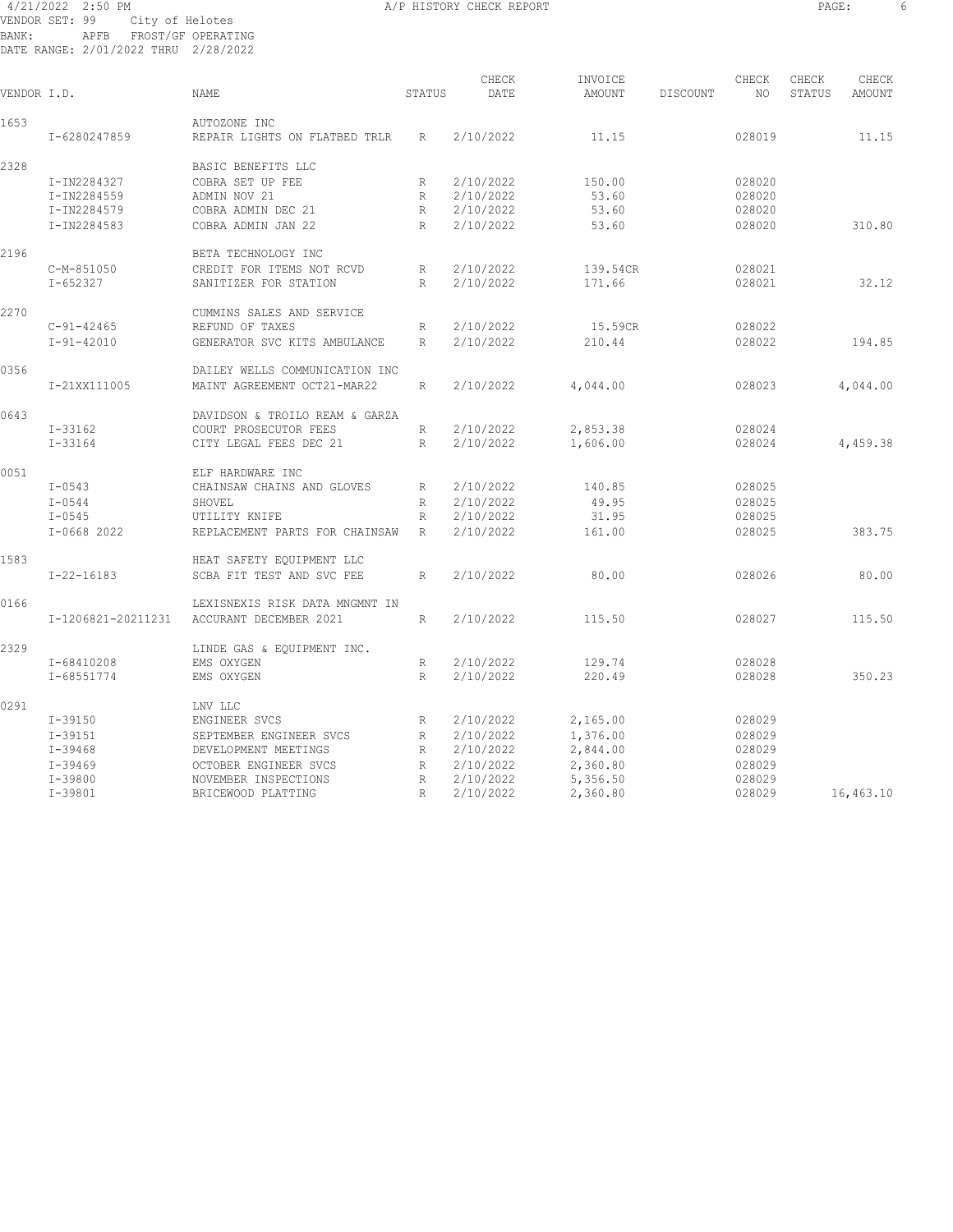4/21/2022 2:50 PM A/P HISTORY CHECK REPORT

VENDOR SET: 99 City of Helotes
BANK: APFB FROST/GF OPERATING
DATE RANGE: 2/01/2022 THRU 2/28/2022

| VENDOR I.D. | NAME | STATUS | CHECK DATE | INVOICE AMOUNT | DISCOUNT | CHECK NO | CHECK STATUS | CHECK AMOUNT |
|---|---|---|---|---|---|---|---|---|
| 1653 | AUTOZONE INC | | | | | | | |
| I-6280247859 | REPAIR LIGHTS ON FLATBED TRLR | R | 2/10/2022 | 11.15 | | 028019 | | 11.15 |
| 2328 | BASIC BENEFITS LLC | | | | | | | |
| I-IN2284327 | COBRA SET UP FEE | R | 2/10/2022 | 150.00 | | 028020 | | |
| I-IN2284559 | ADMIN NOV 21 | R | 2/10/2022 | 53.60 | | 028020 | | |
| I-IN2284579 | COBRA ADMIN DEC 21 | R | 2/10/2022 | 53.60 | | 028020 | | |
| I-IN2284583 | COBRA ADMIN JAN 22 | R | 2/10/2022 | 53.60 | | 028020 | | 310.80 |
| 2196 | BETA TECHNOLOGY INC | | | | | | | |
| C-M-851050 | CREDIT FOR ITEMS NOT RCVD | R | 2/10/2022 | 139.54CR | | 028021 | | |
| I-652327 | SANITIZER FOR STATION | R | 2/10/2022 | 171.66 | | 028021 | | 32.12 |
| 2270 | CUMMINS SALES AND SERVICE | | | | | | | |
| C-91-42465 | REFUND OF TAXES | R | 2/10/2022 | 15.59CR | | 028022 | | |
| I-91-42010 | GENERATOR SVC KITS AMBULANCE | R | 2/10/2022 | 210.44 | | 028022 | | 194.85 |
| 0356 | DAILEY WELLS COMMUNICATION INC | | | | | | | |
| I-21XX111005 | MAINT AGREEMENT OCT21-MAR22 | R | 2/10/2022 | 4,044.00 | | 028023 | | 4,044.00 |
| 0643 | DAVIDSON & TROILO REAM & GARZA | | | | | | | |
| I-33162 | COURT PROSECUTOR FEES | R | 2/10/2022 | 2,853.38 | | 028024 | | |
| I-33164 | CITY LEGAL FEES DEC 21 | R | 2/10/2022 | 1,606.00 | | 028024 | | 4,459.38 |
| 0051 | ELF HARDWARE INC | | | | | | | |
| I-0543 | CHAINSAW CHAINS AND GLOVES | R | 2/10/2022 | 140.85 | | 028025 | | |
| I-0544 | SHOVEL | R | 2/10/2022 | 49.95 | | 028025 | | |
| I-0545 | UTILITY KNIFE | R | 2/10/2022 | 31.95 | | 028025 | | |
| I-0668 2022 | REPLACEMENT PARTS FOR CHAINSAW | R | 2/10/2022 | 161.00 | | 028025 | | 383.75 |
| 1583 | HEAT SAFETY EQUIPMENT LLC | | | | | | | |
| I-22-16183 | SCBA FIT TEST AND SVC FEE | R | 2/10/2022 | 80.00 | | 028026 | | 80.00 |
| 0166 | LEXISNEXIS RISK DATA MNGMNT IN | | | | | | | |
| I-1206821-20211231 | ACCURANT DECEMBER 2021 | R | 2/10/2022 | 115.50 | | 028027 | | 115.50 |
| 2329 | LINDE GAS & EQUIPMENT INC. | | | | | | | |
| I-68410208 | EMS OXYGEN | R | 2/10/2022 | 129.74 | | 028028 | | |
| I-68551774 | EMS OXYGEN | R | 2/10/2022 | 220.49 | | 028028 | | 350.23 |
| 0291 | LNV LLC | | | | | | | |
| I-39150 | ENGINEER SVCS | R | 2/10/2022 | 2,165.00 | | 028029 | | |
| I-39151 | SEPTEMBER ENGINEER SVCS | R | 2/10/2022 | 1,376.00 | | 028029 | | |
| I-39468 | DEVELOPMENT MEETINGS | R | 2/10/2022 | 2,844.00 | | 028029 | | |
| I-39469 | OCTOBER ENGINEER SVCS | R | 2/10/2022 | 2,360.80 | | 028029 | | |
| I-39800 | NOVEMBER INSPECTIONS | R | 2/10/2022 | 5,356.50 | | 028029 | | |
| I-39801 | BRICEWOOD PLATTING | R | 2/10/2022 | 2,360.80 | | 028029 | | 16,463.10 |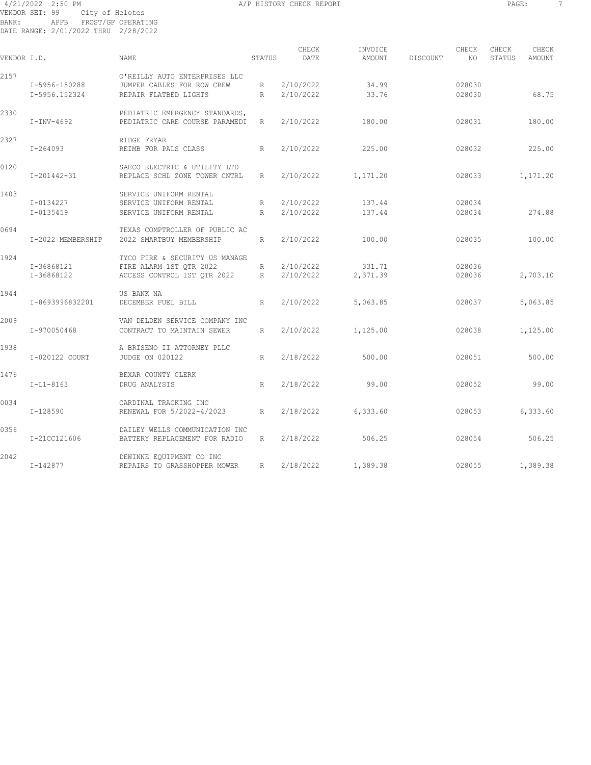4/21/2022 2:50 PM A/P HISTORY CHECK REPORT

VENDOR SET: 99 City of Helotes
BANK: APFB FROST/GF OPERATING
DATE RANGE: 2/01/2022 THRU 2/28/2022

| VENDOR I.D. | | NAME | STATUS | CHECK DATE | INVOICE AMOUNT | DISCOUNT | CHECK NO | CHECK STATUS | CHECK AMOUNT |
|---|---|---|---|---|---|---|---|---|---|
| 2157 | | O'REILLY AUTO ENTERPRISES LLC | | | | | | | |
| | I-5956-150288 | JUMPER CABLES FOR ROW CREW | R | 2/10/2022 | 34.99 | | 028030 | | |
| | I-5956.152324 | REPAIR FLATBED LIGHTS | R | 2/10/2022 | 33.76 | | 028030 | | 68.75 |
| 2330 | | PEDIATRIC EMERGENCY STANDARDS, | | | | | | | |
| | I-INV-4692 | PEDIATRIC CARE COURSE PARAMEDI | R | 2/10/2022 | 180.00 | | 028031 | | 180.00 |
| 2327 | | RIDGE FRYAR | | | | | | | |
| | I-264093 | REIMB FOR PALS CLASS | R | 2/10/2022 | 225.00 | | 028032 | | 225.00 |
| 0120 | | SAECO ELECTRIC & UTILITY LTD | | | | | | | |
| | I-201442-31 | REPLACE SCHL ZONE TOWER CNTRL | R | 2/10/2022 | 1,171.20 | | 028033 | | 1,171.20 |
| 1403 | | SERVICE UNIFORM RENTAL | | | | | | | |
| | I-0134227 | SERVICE UNIFORM RENTAL | R | 2/10/2022 | 137.44 | | 028034 | | |
| | I-0135459 | SERVICE UNIFORM RENTAL | R | 2/10/2022 | 137.44 | | 028034 | | 274.88 |
| 0694 | | TEXAS COMPTROLLER OF PUBLIC AC | | | | | | | |
| | I-2022 MEMBERSHIP | 2022 SMARTBUY MEMBERSHIP | R | 2/10/2022 | 100.00 | | 028035 | | 100.00 |
| 1924 | | TYCO FIRE & SECURITY US MANAGE | | | | | | | |
| | I-36868121 | FIRE ALARM 1ST QTR 2022 | R | 2/10/2022 | 331.71 | | 028036 | | |
| | I-36868122 | ACCESS CONTROL 1ST QTR 2022 | R | 2/10/2022 | 2,371.39 | | 028036 | | 2,703.10 |
| 1944 | | US BANK NA | | | | | | | |
| | I-8693996832201 | DECEMBER FUEL BILL | R | 2/10/2022 | 5,063.85 | | 028037 | | 5,063.85 |
| 2009 | | VAN DELDEN SERVICE COMPANY INC | | | | | | | |
| | I-970050468 | CONTRACT TO MAINTAIN SEWER | R | 2/10/2022 | 1,125.00 | | 028038 | | 1,125.00 |
| 1938 | | A BRISENO II ATTORNEY PLLC | | | | | | | |
| | I-020122 COURT | JUDGE ON 020122 | R | 2/18/2022 | 500.00 | | 028051 | | 500.00 |
| 1476 | | BEXAR COUNTY CLERK | | | | | | | |
| | I-L1-8163 | DRUG ANALYSIS | R | 2/18/2022 | 99.00 | | 028052 | | 99.00 |
| 0034 | | CARDINAL TRACKING INC | | | | | | | |
| | I-128590 | RENEWAL FOR 5/2022-4/2023 | R | 2/18/2022 | 6,333.60 | | 028053 | | 6,333.60 |
| 0356 | | DAILEY WELLS COMMUNICATION INC | | | | | | | |
| | I-21CC121606 | BATTERY REPLACEMENT FOR RADIO | R | 2/18/2022 | 506.25 | | 028054 | | 506.25 |
| 2042 | | DEWINNE EQUIPMENT CO INC | | | | | | | |
| | I-142877 | REPAIRS TO GRASSHOPPER MOWER | R | 2/18/2022 | 1,389.38 | | 028055 | | 1,389.38 |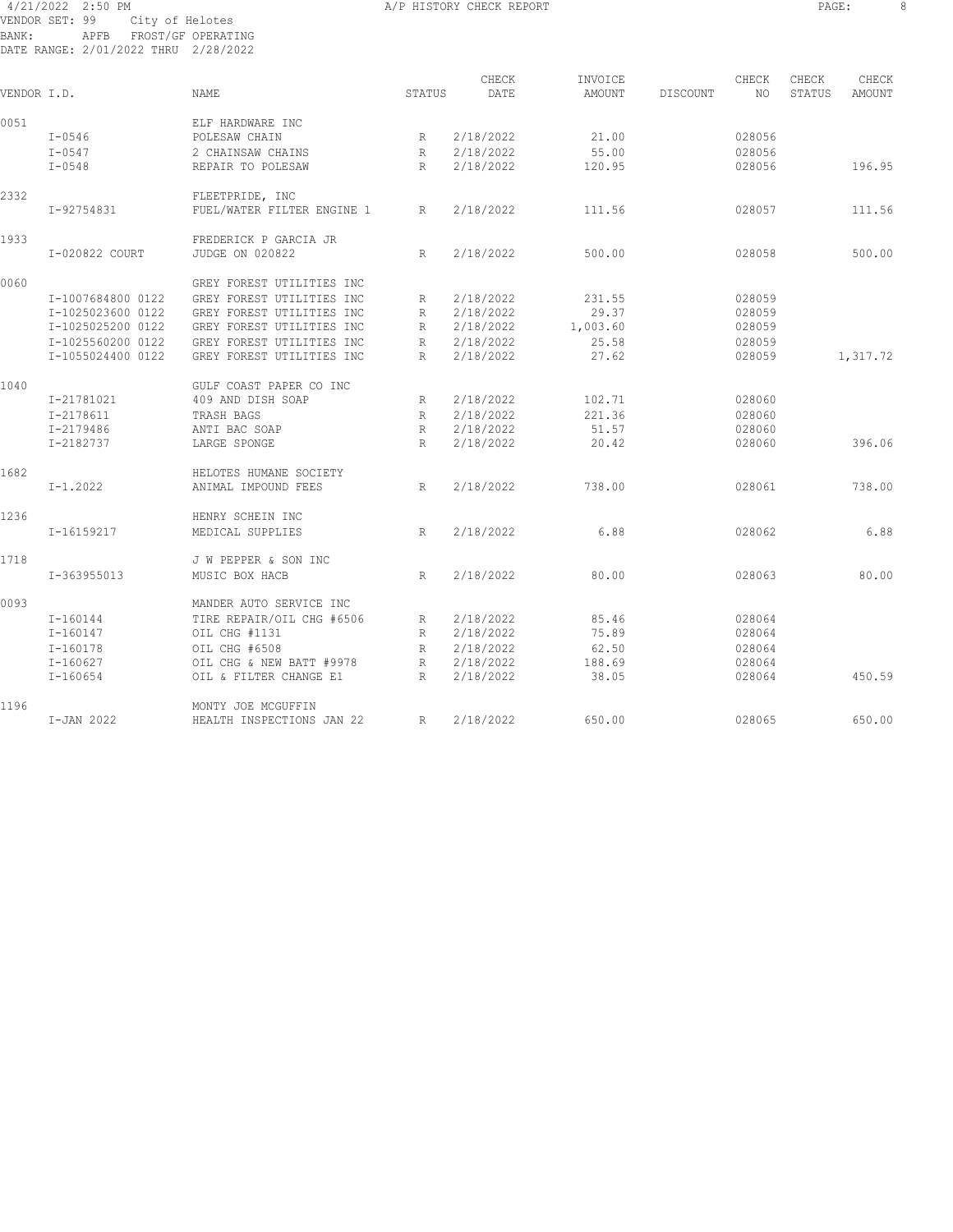4/21/2022 2:50 PM A/P HISTORY CHECK REPORT

VENDOR SET: 99 City of Helotes
BANK: APFB FROST/GF OPERATING
DATE RANGE: 2/01/2022 THRU 2/28/2022

| VENDOR I.D. | NAME | STATUS | CHECK DATE | INVOICE AMOUNT | DISCOUNT | CHECK NO | CHECK STATUS | CHECK AMOUNT |
|---|---|---|---|---|---|---|---|---|
| 0051 | ELF HARDWARE INC | | | | | | | |
| I-0546 | POLESAW CHAIN | R | 2/18/2022 | 21.00 | | 028056 | | |
| I-0547 | 2 CHAINSAW CHAINS | R | 2/18/2022 | 55.00 | | 028056 | | |
| I-0548 | REPAIR TO POLESAW | R | 2/18/2022 | 120.95 | | 028056 | | 196.95 |
| 2332 | FLEETPRIDE, INC | | | | | | | |
| I-92754831 | FUEL/WATER FILTER ENGINE 1 | R | 2/18/2022 | 111.56 | | 028057 | | 111.56 |
| 1933 | FREDERICK P GARCIA JR | | | | | | | |
| I-020822 COURT | JUDGE ON 020822 | R | 2/18/2022 | 500.00 | | 028058 | | 500.00 |
| 0060 | GREY FOREST UTILITIES INC | | | | | | | |
| I-1007684800 0122 | GREY FOREST UTILITIES INC | R | 2/18/2022 | 231.55 | | 028059 | | |
| I-1025023600 0122 | GREY FOREST UTILITIES INC | R | 2/18/2022 | 29.37 | | 028059 | | |
| I-1025025200 0122 | GREY FOREST UTILITIES INC | R | 2/18/2022 | 1,003.60 | | 028059 | | |
| I-1025560200 0122 | GREY FOREST UTILITIES INC | R | 2/18/2022 | 25.58 | | 028059 | | |
| I-1055024400 0122 | GREY FOREST UTILITIES INC | R | 2/18/2022 | 27.62 | | 028059 | | 1,317.72 |
| 1040 | GULF COAST PAPER CO INC | | | | | | | |
| I-21781021 | 409 AND DISH SOAP | R | 2/18/2022 | 102.71 | | 028060 | | |
| I-2178611 | TRASH BAGS | R | 2/18/2022 | 221.36 | | 028060 | | |
| I-2179486 | ANTI BAC SOAP | R | 2/18/2022 | 51.57 | | 028060 | | |
| I-2182737 | LARGE SPONGE | R | 2/18/2022 | 20.42 | | 028060 | | 396.06 |
| 1682 | HELOTES HUMANE SOCIETY | | | | | | | |
| I-1.2022 | ANIMAL IMPOUND FEES | R | 2/18/2022 | 738.00 | | 028061 | | 738.00 |
| 1236 | HENRY SCHEIN INC | | | | | | | |
| I-16159217 | MEDICAL SUPPLIES | R | 2/18/2022 | 6.88 | | 028062 | | 6.88 |
| 1718 | J W PEPPER & SON INC | | | | | | | |
| I-363955013 | MUSIC BOX HACB | R | 2/18/2022 | 80.00 | | 028063 | | 80.00 |
| 0093 | MANDER AUTO SERVICE INC | | | | | | | |
| I-160144 | TIRE REPAIR/OIL CHG #6506 | R | 2/18/2022 | 85.46 | | 028064 | | |
| I-160147 | OIL CHG #1131 | R | 2/18/2022 | 75.89 | | 028064 | | |
| I-160178 | OIL CHG #6508 | R | 2/18/2022 | 62.50 | | 028064 | | |
| I-160627 | OIL CHG & NEW BATT #9978 | R | 2/18/2022 | 188.69 | | 028064 | | |
| I-160654 | OIL & FILTER CHANGE E1 | R | 2/18/2022 | 38.05 | | 028064 | | 450.59 |
| 1196 | MONTY JOE MCGUFFIN | | | | | | | |
| I-JAN 2022 | HEALTH INSPECTIONS JAN 22 | R | 2/18/2022 | 650.00 | | 028065 | | 650.00 |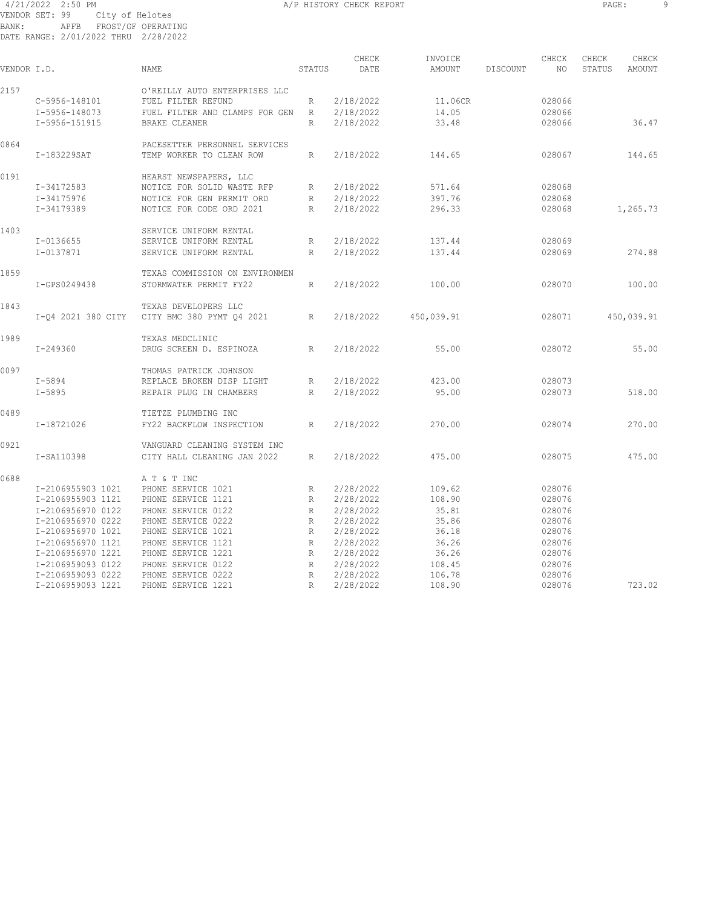4/21/2022 2:50 PM A/P HISTORY CHECK REPORT

VENDOR SET: 99 City of Helotes
BANK: APFB FROST/GF OPERATING
DATE RANGE: 2/01/2022 THRU 2/28/2022

| VENDOR I.D. | | NAME | STATUS | CHECK DATE | INVOICE AMOUNT | DISCOUNT | CHECK NO | CHECK STATUS | CHECK AMOUNT |
|---|---|---|---|---|---|---|---|---|---|
| 2157 | | O'REILLY AUTO ENTERPRISES LLC | | | | | | | |
| | C-5956-148101 | FUEL FILTER REFUND | R | 2/18/2022 | 11.06CR | | 028066 | | |
| | I-5956-148073 | FUEL FILTER AND CLAMPS FOR GEN | R | 2/18/2022 | 14.05 | | 028066 | | |
| | I-5956-151915 | BRAKE CLEANER | R | 2/18/2022 | 33.48 | | 028066 | | 36.47 |
| 0864 | | PACESETTER PERSONNEL SERVICES | | | | | | | |
| | I-183229SAT | TEMP WORKER TO CLEAN ROW | R | 2/18/2022 | 144.65 | | 028067 | | 144.65 |
| 0191 | | HEARST NEWSPAPERS, LLC | | | | | | | |
| | I-34172583 | NOTICE FOR SOLID WASTE RFP | R | 2/18/2022 | 571.64 | | 028068 | | |
| | I-34175976 | NOTICE FOR GEN PERMIT ORD | R | 2/18/2022 | 397.76 | | 028068 | | |
| | I-34179389 | NOTICE FOR CODE ORD 2021 | R | 2/18/2022 | 296.33 | | 028068 | | 1,265.73 |
| 1403 | | SERVICE UNIFORM RENTAL | | | | | | | |
| | I-0136655 | SERVICE UNIFORM RENTAL | R | 2/18/2022 | 137.44 | | 028069 | | |
| | I-0137871 | SERVICE UNIFORM RENTAL | R | 2/18/2022 | 137.44 | | 028069 | | 274.88 |
| 1859 | | TEXAS COMMISSION ON ENVIRONMEN | | | | | | | |
| | I-GPS0249438 | STORMWATER PERMIT FY22 | R | 2/18/2022 | 100.00 | | 028070 | | 100.00 |
| 1843 | | TEXAS DEVELOPERS LLC | | | | | | | |
| | I-Q4 2021 380 CITY | CITY BMC 380 PYMT Q4 2021 | R | 2/18/2022 | 450,039.91 | | 028071 | | 450,039.91 |
| 1989 | | TEXAS MEDCLINIC | | | | | | | |
| | I-249360 | DRUG SCREEN D. ESPINOZA | R | 2/18/2022 | 55.00 | | 028072 | | 55.00 |
| 0097 | | THOMAS PATRICK JOHNSON | | | | | | | |
| | I-5894 | REPLACE BROKEN DISP LIGHT | R | 2/18/2022 | 423.00 | | 028073 | | |
| | I-5895 | REPAIR PLUG IN CHAMBERS | R | 2/18/2022 | 95.00 | | 028073 | | 518.00 |
| 0489 | | TIETZE PLUMBING INC | | | | | | | |
| | I-18721026 | FY22 BACKFLOW INSPECTION | R | 2/18/2022 | 270.00 | | 028074 | | 270.00 |
| 0921 | | VANGUARD CLEANING SYSTEM INC | | | | | | | |
| | I-SA110398 | CITY HALL CLEANING JAN 2022 | R | 2/18/2022 | 475.00 | | 028075 | | 475.00 |
| 0688 | | A T & T INC | | | | | | | |
| | I-2106955903 1021 | PHONE SERVICE 1021 | R | 2/28/2022 | 109.62 | | 028076 | | |
| | I-2106955903 1121 | PHONE SERVICE 1121 | R | 2/28/2022 | 108.90 | | 028076 | | |
| | I-2106956970 0122 | PHONE SERVICE 0122 | R | 2/28/2022 | 35.81 | | 028076 | | |
| | I-2106956970 0222 | PHONE SERVICE 0222 | R | 2/28/2022 | 35.86 | | 028076 | | |
| | I-2106956970 1021 | PHONE SERVICE 1021 | R | 2/28/2022 | 36.18 | | 028076 | | |
| | I-2106956970 1121 | PHONE SERVICE 1121 | R | 2/28/2022 | 36.26 | | 028076 | | |
| | I-2106956970 1221 | PHONE SERVICE 1221 | R | 2/28/2022 | 36.26 | | 028076 | | |
| | I-2106959093 0122 | PHONE SERVICE 0122 | R | 2/28/2022 | 108.45 | | 028076 | | |
| | I-2106959093 0222 | PHONE SERVICE 0222 | R | 2/28/2022 | 106.78 | | 028076 | | |
| | I-2106959093 1221 | PHONE SERVICE 1221 | R | 2/28/2022 | 108.90 | | 028076 | | 723.02 |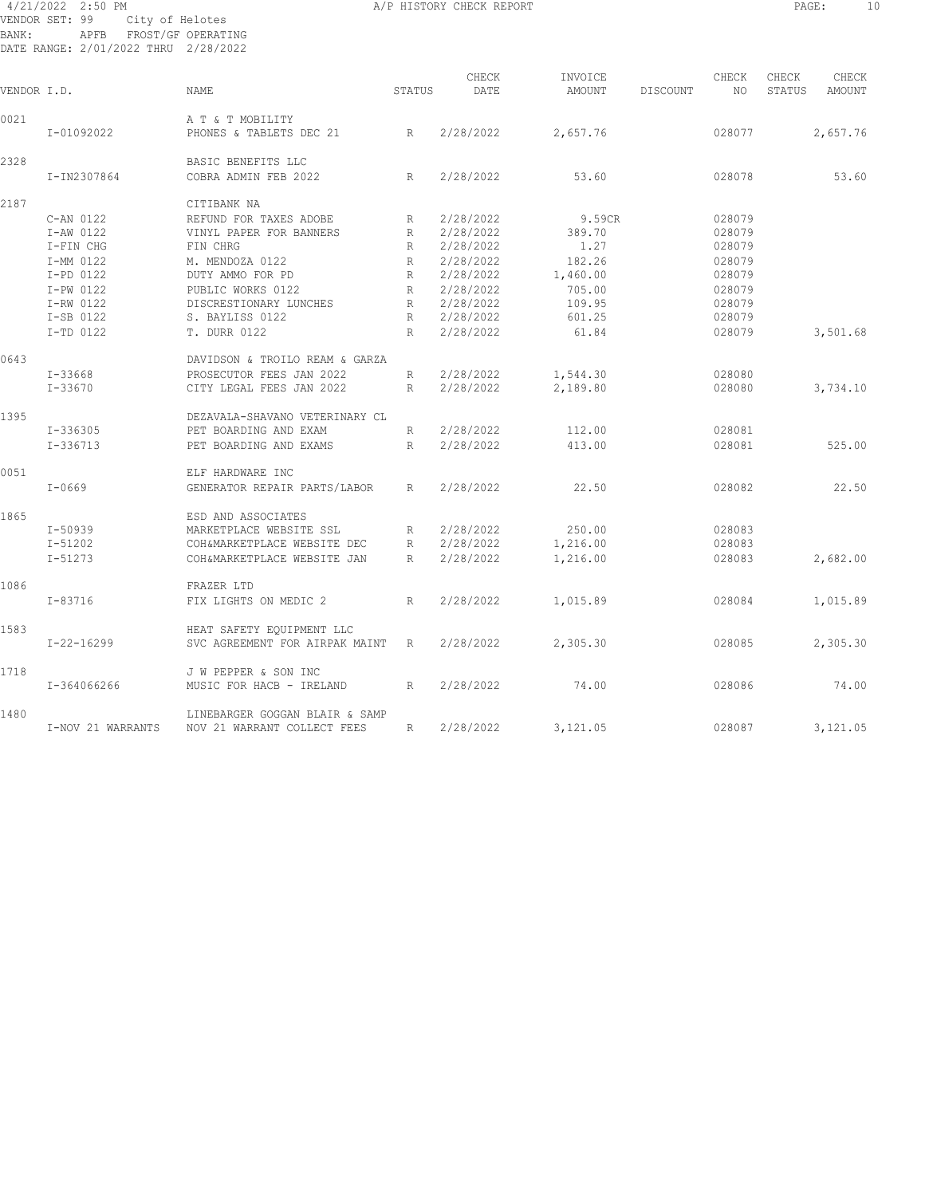4/21/2022 2:50 PM A/P HISTORY CHECK REPORT
VENDOR SET: 99 City of Helotes
BANK: APFB FROST/GF OPERATING
DATE RANGE: 2/01/2022 THRU 2/28/2022

| VENDOR I.D. | NAME | STATUS | CHECK DATE | INVOICE AMOUNT | DISCOUNT | CHECK NO | CHECK STATUS | CHECK AMOUNT |
|---|---|---|---|---|---|---|---|---|
| 0021 | A T & T MOBILITY | | | | | | | |
| I-01092022 | PHONES & TABLETS DEC 21 | R | 2/28/2022 | 2,657.76 | | 028077 | | 2,657.76 |
| 2328 | BASIC BENEFITS LLC | | | | | | | |
| I-IN2307864 | COBRA ADMIN FEB 2022 | R | 2/28/2022 | 53.60 | | 028078 | | 53.60 |
| 2187 | CITIBANK NA | | | | | | | |
| C-AN 0122 | REFUND FOR TAXES ADOBE | R | 2/28/2022 | 9.59CR | | 028079 | | |
| I-AW 0122 | VINYL PAPER FOR BANNERS | R | 2/28/2022 | 389.70 | | 028079 | | |
| I-FIN CHG | FIN CHRG | R | 2/28/2022 | 1.27 | | 028079 | | |
| I-MM 0122 | M. MENDOZA 0122 | R | 2/28/2022 | 182.26 | | 028079 | | |
| I-PD 0122 | DUTY AMMO FOR PD | R | 2/28/2022 | 1,460.00 | | 028079 | | |
| I-PW 0122 | PUBLIC WORKS 0122 | R | 2/28/2022 | 705.00 | | 028079 | | |
| I-RW 0122 | DISCRESTIONARY LUNCHES | R | 2/28/2022 | 109.95 | | 028079 | | |
| I-SB 0122 | S. BAYLISS 0122 | R | 2/28/2022 | 601.25 | | 028079 | | |
| I-TD 0122 | T. DURR 0122 | R | 2/28/2022 | 61.84 | | 028079 | | 3,501.68 |
| 0643 | DAVIDSON & TROILO REAM & GARZA | | | | | | | |
| I-33668 | PROSECUTOR FEES JAN 2022 | R | 2/28/2022 | 1,544.30 | | 028080 | | |
| I-33670 | CITY LEGAL FEES JAN 2022 | R | 2/28/2022 | 2,189.80 | | 028080 | | 3,734.10 |
| 1395 | DEZAVALA-SHAVANO VETERINARY CL | | | | | | | |
| I-336305 | PET BOARDING AND EXAM | R | 2/28/2022 | 112.00 | | 028081 | | |
| I-336713 | PET BOARDING AND EXAMS | R | 2/28/2022 | 413.00 | | 028081 | | 525.00 |
| 0051 | ELF HARDWARE INC | | | | | | | |
| I-0669 | GENERATOR REPAIR PARTS/LABOR | R | 2/28/2022 | 22.50 | | 028082 | | 22.50 |
| 1865 | ESD AND ASSOCIATES | | | | | | | |
| I-50939 | MARKETPLACE WEBSITE SSL | R | 2/28/2022 | 250.00 | | 028083 | | |
| I-51202 | COH&MARKETPLACE WEBSITE DEC | R | 2/28/2022 | 1,216.00 | | 028083 | | |
| I-51273 | COH&MARKETPLACE WEBSITE JAN | R | 2/28/2022 | 1,216.00 | | 028083 | | 2,682.00 |
| 1086 | FRAZER LTD | | | | | | | |
| I-83716 | FIX LIGHTS ON MEDIC 2 | R | 2/28/2022 | 1,015.89 | | 028084 | | 1,015.89 |
| 1583 | HEAT SAFETY EQUIPMENT LLC | | | | | | | |
| I-22-16299 | SVC AGREEMENT FOR AIRPAK MAINT | R | 2/28/2022 | 2,305.30 | | 028085 | | 2,305.30 |
| 1718 | J W PEPPER & SON INC | | | | | | | |
| I-364066266 | MUSIC FOR HACB - IRELAND | R | 2/28/2022 | 74.00 | | 028086 | | 74.00 |
| 1480 | LINEBARGER GOGGAN BLAIR & SAMP | | | | | | | |
| I-NOV 21 WARRANTS | NOV 21 WARRANT COLLECT FEES | R | 2/28/2022 | 3,121.05 | | 028087 | | 3,121.05 |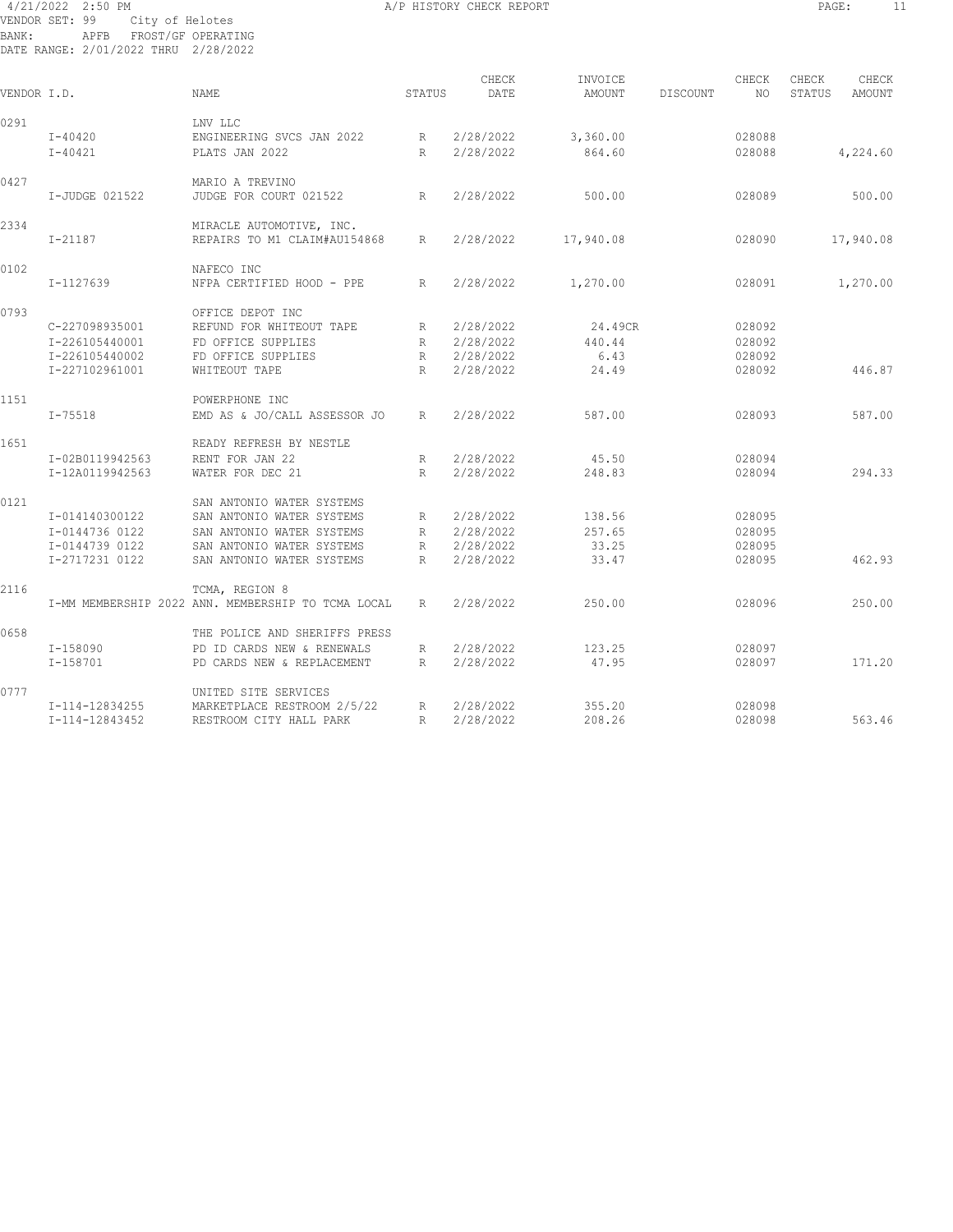4/21/2022 2:50 PM A/P HISTORY CHECK REPORT

VENDOR SET: 99 City of Helotes
BANK: APFB FROST/GF OPERATING
DATE RANGE: 2/01/2022 THRU 2/28/2022

| VENDOR I.D. | | NAME | STATUS | CHECK DATE | INVOICE AMOUNT | DISCOUNT | CHECK NO | CHECK STATUS | CHECK AMOUNT |
|---|---|---|---|---|---|---|---|---|---|
| 0291 | | LNV LLC | | | | | | | |
| | I-40420 | ENGINEERING SVCS JAN 2022 | R | 2/28/2022 | 3,360.00 | | 028088 | | |
| | I-40421 | PLATS JAN 2022 | R | 2/28/2022 | 864.60 | | 028088 | | 4,224.60 |
| 0427 | | MARIO A TREVINO | | | | | | | |
| | I-JUDGE 021522 | JUDGE FOR COURT 021522 | R | 2/28/2022 | 500.00 | | 028089 | | 500.00 |
| 2334 | | MIRACLE AUTOMOTIVE, INC. | | | | | | | |
| | I-21187 | REPAIRS TO M1 CLAIM#AU154868 | R | 2/28/2022 | 17,940.08 | | 028090 | | 17,940.08 |
| 0102 | | NAFECO INC | | | | | | | |
| | I-1127639 | NFPA CERTIFIED HOOD - PPE | R | 2/28/2022 | 1,270.00 | | 028091 | | 1,270.00 |
| 0793 | | OFFICE DEPOT INC | | | | | | | |
| | C-227098935001 | REFUND FOR WHITEOUT TAPE | R | 2/28/2022 | 24.49CR | | 028092 | | |
| | I-226105440001 | FD OFFICE SUPPLIES | R | 2/28/2022 | 440.44 | | 028092 | | |
| | I-226105440002 | FD OFFICE SUPPLIES | R | 2/28/2022 | 6.43 | | 028092 | | |
| | I-227102961001 | WHITEOUT TAPE | R | 2/28/2022 | 24.49 | | 028092 | | 446.87 |
| 1151 | | POWERPHONE INC | | | | | | | |
| | I-75518 | EMD AS & JO/CALL ASSESSOR JO | R | 2/28/2022 | 587.00 | | 028093 | | 587.00 |
| 1651 | | READY REFRESH BY NESTLE | | | | | | | |
| | I-02B0119942563 | RENT FOR JAN 22 | R | 2/28/2022 | 45.50 | | 028094 | | |
| | I-12A0119942563 | WATER FOR DEC 21 | R | 2/28/2022 | 248.83 | | 028094 | | 294.33 |
| 0121 | | SAN ANTONIO WATER SYSTEMS | | | | | | | |
| | I-014140300122 | SAN ANTONIO WATER SYSTEMS | R | 2/28/2022 | 138.56 | | 028095 | | |
| | I-0144736 0122 | SAN ANTONIO WATER SYSTEMS | R | 2/28/2022 | 257.65 | | 028095 | | |
| | I-0144739 0122 | SAN ANTONIO WATER SYSTEMS | R | 2/28/2022 | 33.25 | | 028095 | | |
| | I-2717231 0122 | SAN ANTONIO WATER SYSTEMS | R | 2/28/2022 | 33.47 | | 028095 | | 462.93 |
| 2116 | | TCMA, REGION 8 | | | | | | | |
| | I-MM MEMBERSHIP 2022 | ANN. MEMBERSHIP TO TCMA LOCAL | R | 2/28/2022 | 250.00 | | 028096 | | 250.00 |
| 0658 | | THE POLICE AND SHERIFFS PRESS | | | | | | | |
| | I-158090 | PD ID CARDS NEW & RENEWALS | R | 2/28/2022 | 123.25 | | 028097 | | |
| | I-158701 | PD CARDS NEW & REPLACEMENT | R | 2/28/2022 | 47.95 | | 028097 | | 171.20 |
| 0777 | | UNITED SITE SERVICES | | | | | | | |
| | I-114-12834255 | MARKETPLACE RESTROOM 2/5/22 | R | 2/28/2022 | 355.20 | | 028098 | | |
| | I-114-12843452 | RESTROOM CITY HALL PARK | R | 2/28/2022 | 208.26 | | 028098 | | 563.46 |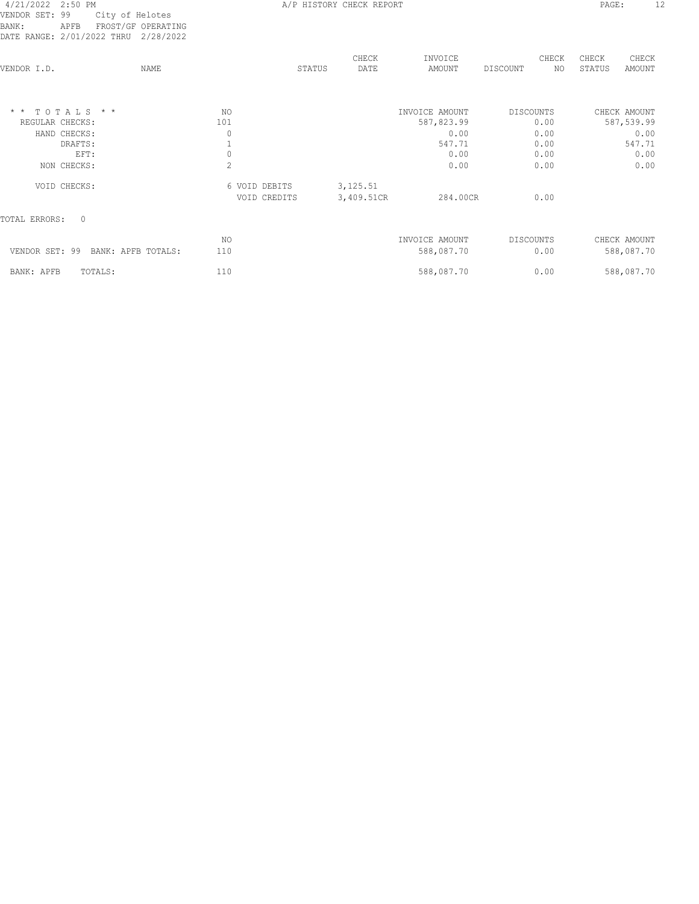4/21/2022 2:50 PM A/P HISTORY CHECK REPORT

VENDOR SET: 99 City of Helotes
BANK: APFB FROST/GF OPERATING
DATE RANGE: 2/01/2022 THRU 2/28/2022

| VENDOR I.D. | NAME | STATUS | CHECK DATE | INVOICE AMOUNT | DISCOUNT | CHECK NO | CHECK STATUS | CHECK AMOUNT |
|---|---|---|---|---|---|---|---|---|

| * * TOTALS * * | NO | | | INVOICE AMOUNT | DISCOUNTS | CHECK AMOUNT |
|---|---|---|---|---|---|---|
| REGULAR CHECKS: | 101 | | | 587,823.99 | 0.00 | 587,539.99 |
| HAND CHECKS: | 0 | | | 0.00 | 0.00 | 0.00 |
| DRAFTS: | 1 | | | 547.71 | 0.00 | 547.71 |
| EFT: | 0 | | | 0.00 | 0.00 | 0.00 |
| NON CHECKS: | 2 | | | 0.00 | 0.00 | 0.00 |
| VOID CHECKS: | 6 | VOID DEBITS | 3,125.51 | | | |
| | | VOID CREDITS | 3,409.51CR | 284.00CR | 0.00 | |

TOTAL ERRORS: 0

| | NO | INVOICE AMOUNT | DISCOUNTS | CHECK AMOUNT |
|---|---|---|---|---|
| VENDOR SET: 99 BANK: APFB TOTALS: | 110 | 588,087.70 | 0.00 | 588,087.70 |
| BANK: APFB TOTALS: | 110 | 588,087.70 | 0.00 | 588,087.70 |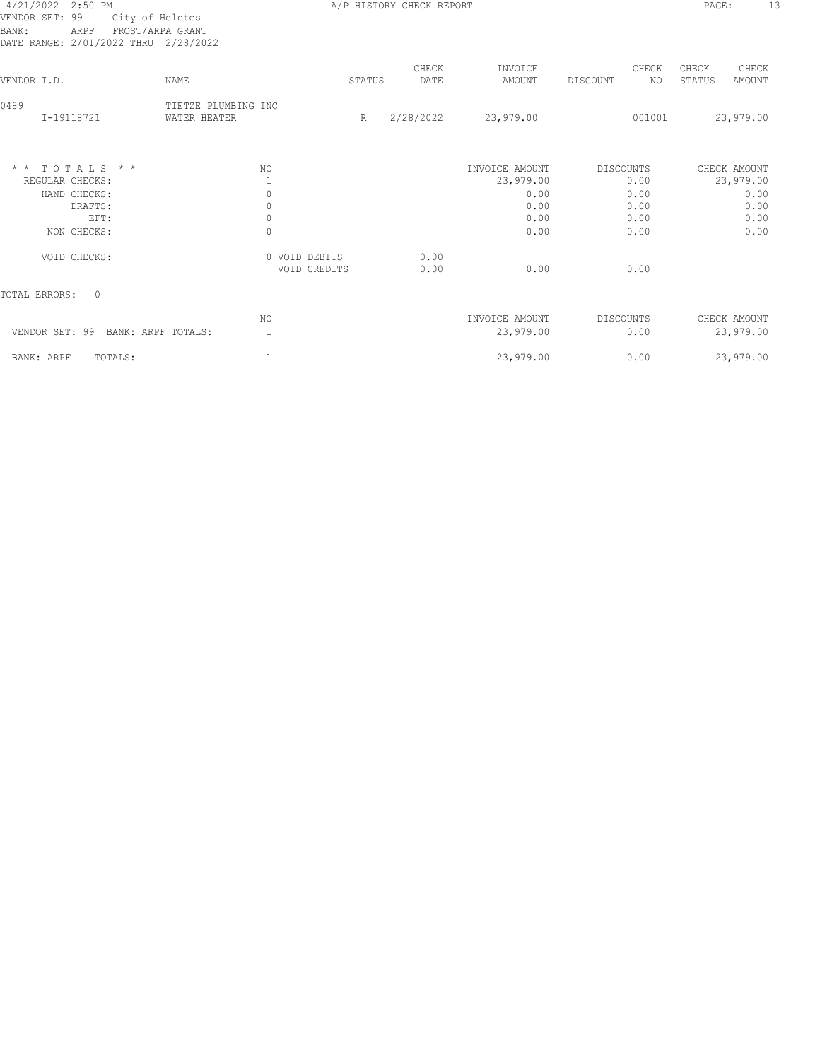4/21/2022 2:50 PM — A/P HISTORY CHECK REPORT

VENDOR SET: 99 City of Helotes
BANK: ARPF FROST/ARPA GRANT
DATE RANGE: 2/01/2022 THRU 2/28/2022

| VENDOR I.D. | NAME | STATUS | CHECK DATE | INVOICE AMOUNT | DISCOUNT | CHECK NO | CHECK STATUS | CHECK AMOUNT |
|---|---|---|---|---|---|---|---|---|
| 0489 | TIETZE PLUMBING INC | | | | | | | |
| I-19118721 | WATER HEATER | R | 2/28/2022 | 23,979.00 | | 001001 | | 23,979.00 |

| * * TOTALS * * | NO | | | INVOICE AMOUNT | DISCOUNTS | CHECK AMOUNT |
|---|---|---|---|---|---|---|
| REGULAR CHECKS: | 1 | | | 23,979.00 | 0.00 | 23,979.00 |
| HAND CHECKS: | 0 | | | 0.00 | 0.00 | 0.00 |
| DRAFTS: | 0 | | | 0.00 | 0.00 | 0.00 |
| EFT: | 0 | | | 0.00 | 0.00 | 0.00 |
| NON CHECKS: | 0 | | | 0.00 | 0.00 | 0.00 |
| VOID CHECKS: | 0 | VOID DEBITS | 0.00 | | | |
| | | VOID CREDITS | 0.00 | 0.00 | 0.00 | |

TOTAL ERRORS: 0

| | NO | INVOICE AMOUNT | DISCOUNTS | CHECK AMOUNT |
|---|---|---|---|---|
| VENDOR SET: 99 BANK: ARPF TOTALS: | 1 | 23,979.00 | 0.00 | 23,979.00 |
| BANK: ARPF TOTALS: | 1 | 23,979.00 | 0.00 | 23,979.00 |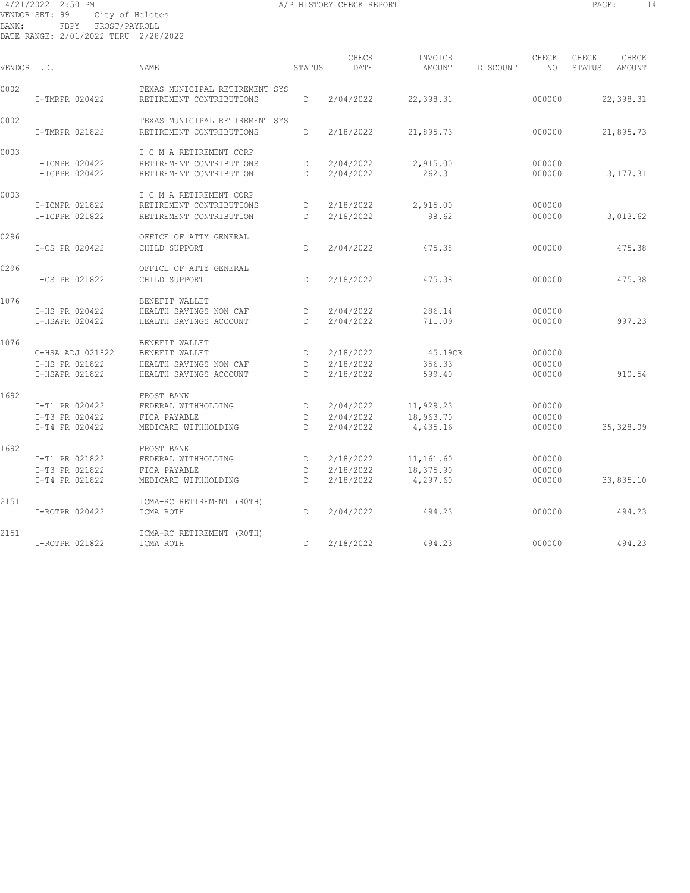4/21/2022 2:50 PM A/P HISTORY CHECK REPORT
VENDOR SET: 99 City of Helotes
BANK: FBPY FROST/PAYROLL
DATE RANGE: 2/01/2022 THRU 2/28/2022

| VENDOR I.D. | NAME | STATUS | CHECK DATE | INVOICE AMOUNT | DISCOUNT | CHECK NO | CHECK STATUS | CHECK AMOUNT |
|---|---|---|---|---|---|---|---|---|
| 0002 | TEXAS MUNICIPAL RETIREMENT SYS | | | | | | | |
| I-TMRPR 020422 | RETIREMENT CONTRIBUTIONS | D | 2/04/2022 | 22,398.31 | | 000000 | | 22,398.31 |
| 0002 | TEXAS MUNICIPAL RETIREMENT SYS | | | | | | | |
| I-TMRPR 021822 | RETIREMENT CONTRIBUTIONS | D | 2/18/2022 | 21,895.73 | | 000000 | | 21,895.73 |
| 0003 | I C M A RETIREMENT CORP | | | | | | | |
| I-ICMPR 020422 | RETIREMENT CONTRIBUTIONS | D | 2/04/2022 | 2,915.00 | | 000000 | | |
| I-ICPPR 020422 | RETIREMENT CONTRIBUTION | D | 2/04/2022 | 262.31 | | 000000 | | 3,177.31 |
| 0003 | I C M A RETIREMENT CORP | | | | | | | |
| I-ICMPR 021822 | RETIREMENT CONTRIBUTIONS | D | 2/18/2022 | 2,915.00 | | 000000 | | |
| I-ICPPR 021822 | RETIREMENT CONTRIBUTION | D | 2/18/2022 | 98.62 | | 000000 | | 3,013.62 |
| 0296 | OFFICE OF ATTY GENERAL | | | | | | | |
| I-CS PR 020422 | CHILD SUPPORT | D | 2/04/2022 | 475.38 | | 000000 | | 475.38 |
| 0296 | OFFICE OF ATTY GENERAL | | | | | | | |
| I-CS PR 021822 | CHILD SUPPORT | D | 2/18/2022 | 475.38 | | 000000 | | 475.38 |
| 1076 | BENEFIT WALLET | | | | | | | |
| I-HS PR 020422 | HEALTH SAVINGS NON CAF | D | 2/04/2022 | 286.14 | | 000000 | | |
| I-HSAPR 020422 | HEALTH SAVINGS ACCOUNT | D | 2/04/2022 | 711.09 | | 000000 | | 997.23 |
| 1076 | BENEFIT WALLET | | | | | | | |
| C-HSA ADJ 021822 | BENEFIT WALLET | D | 2/18/2022 | 45.19CR | | 000000 | | |
| I-HS PR 021822 | HEALTH SAVINGS NON CAF | D | 2/18/2022 | 356.33 | | 000000 | | |
| I-HSAPR 021822 | HEALTH SAVINGS ACCOUNT | D | 2/18/2022 | 599.40 | | 000000 | | 910.54 |
| 1692 | FROST BANK | | | | | | | |
| I-T1 PR 020422 | FEDERAL WITHHOLDING | D | 2/04/2022 | 11,929.23 | | 000000 | | |
| I-T3 PR 020422 | FICA PAYABLE | D | 2/04/2022 | 18,963.70 | | 000000 | | |
| I-T4 PR 020422 | MEDICARE WITHHOLDING | D | 2/04/2022 | 4,435.16 | | 000000 | | 35,328.09 |
| 1692 | FROST BANK | | | | | | | |
| I-T1 PR 021822 | FEDERAL WITHHOLDING | D | 2/18/2022 | 11,161.60 | | 000000 | | |
| I-T3 PR 021822 | FICA PAYABLE | D | 2/18/2022 | 18,375.90 | | 000000 | | |
| I-T4 PR 021822 | MEDICARE WITHHOLDING | D | 2/18/2022 | 4,297.60 | | 000000 | | 33,835.10 |
| 2151 | ICMA-RC RETIREMENT (ROTH) | | | | | | | |
| I-ROTPR 020422 | ICMA ROTH | D | 2/04/2022 | 494.23 | | 000000 | | 494.23 |
| 2151 | ICMA-RC RETIREMENT (ROTH) | | | | | | | |
| I-ROTPR 021822 | ICMA ROTH | D | 2/18/2022 | 494.23 | | 000000 | | 494.23 |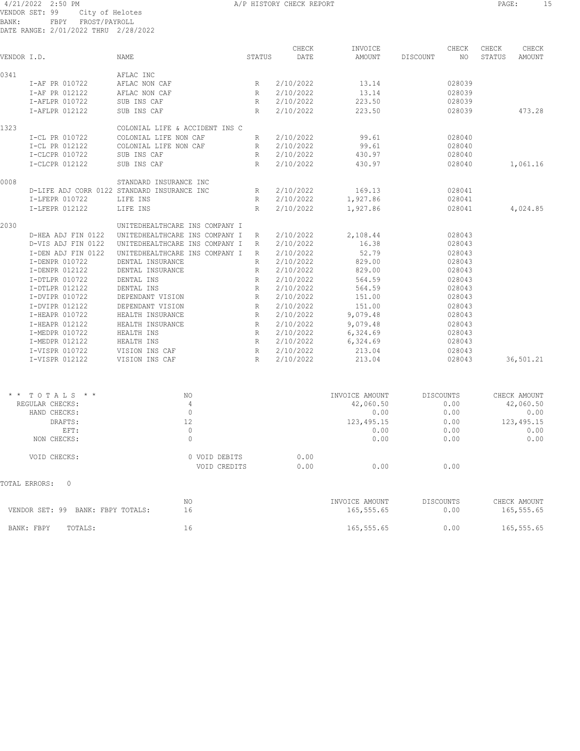4/21/2022 2:50 PM — A/P HISTORY CHECK REPORT

VENDOR SET: 99 City of Helotes
BANK: FBPY FROST/PAYROLL
DATE RANGE: 2/01/2022 THRU 2/28/2022

| VENDOR I.D. | NAME | STATUS | CHECK DATE | INVOICE AMOUNT | DISCOUNT | CHECK NO | CHECK STATUS | CHECK AMOUNT |
|---|---|---|---|---|---|---|---|---|
| 0341 | AFLAC INC | | | | | | | |
| I-AF PR 010722 | AFLAC NON CAF | R | 2/10/2022 | 13.14 | | 028039 | | |
| I-AF PR 012122 | AFLAC NON CAF | R | 2/10/2022 | 13.14 | | 028039 | | |
| I-AFLPR 010722 | SUB INS CAF | R | 2/10/2022 | 223.50 | | 028039 | | |
| I-AFLPR 012122 | SUB INS CAF | R | 2/10/2022 | 223.50 | | 028039 | | 473.28 |
| 1323 | COLONIAL LIFE & ACCIDENT INS C | | | | | | | |
| I-CL PR 010722 | COLONIAL LIFE NON CAF | R | 2/10/2022 | 99.61 | | 028040 | | |
| I-CL PR 012122 | COLONIAL LIFE NON CAF | R | 2/10/2022 | 99.61 | | 028040 | | |
| I-CLCPR 010722 | SUB INS CAF | R | 2/10/2022 | 430.97 | | 028040 | | |
| I-CLCPR 012122 | SUB INS CAF | R | 2/10/2022 | 430.97 | | 028040 | | 1,061.16 |
| 0008 | STANDARD INSURANCE INC | | | | | | | |
| D-LIFE ADJ CORR 0122 | STANDARD INSURANCE INC | R | 2/10/2022 | 169.13 | | 028041 | | |
| I-LFEPR 010722 | LIFE INS | R | 2/10/2022 | 1,927.86 | | 028041 | | |
| I-LFEPR 012122 | LIFE INS | R | 2/10/2022 | 1,927.86 | | 028041 | | 4,024.85 |
| 2030 | UNITEDHEALTHCARE INS COMPANY I | | | | | | | |
| D-HEA ADJ FIN 0122 | UNITEDHEALTHCARE INS COMPANY I | R | 2/10/2022 | 2,108.44 | | 028043 | | |
| D-VIS ADJ FIN 0122 | UNITEDHEALTHCARE INS COMPANY I | R | 2/10/2022 | 16.38 | | 028043 | | |
| I-DEN ADJ FIN 0122 | UNITEDHEALTHCARE INS COMPANY I | R | 2/10/2022 | 52.79 | | 028043 | | |
| I-DENPR 010722 | DENTAL INSURANCE | R | 2/10/2022 | 829.00 | | 028043 | | |
| I-DENPR 012122 | DENTAL INSURANCE | R | 2/10/2022 | 829.00 | | 028043 | | |
| I-DTLPR 010722 | DENTAL INS | R | 2/10/2022 | 564.59 | | 028043 | | |
| I-DTLPR 012122 | DENTAL INS | R | 2/10/2022 | 564.59 | | 028043 | | |
| I-DVIPR 010722 | DEPENDANT VISION | R | 2/10/2022 | 151.00 | | 028043 | | |
| I-DVIPR 012122 | DEPENDANT VISION | R | 2/10/2022 | 151.00 | | 028043 | | |
| I-HEAPR 010722 | HEALTH INSURANCE | R | 2/10/2022 | 9,079.48 | | 028043 | | |
| I-HEAPR 012122 | HEALTH INSURANCE | R | 2/10/2022 | 9,079.48 | | 028043 | | |
| I-MEDPR 010722 | HEALTH INS | R | 2/10/2022 | 6,324.69 | | 028043 | | |
| I-MEDPR 012122 | HEALTH INS | R | 2/10/2022 | 6,324.69 | | 028043 | | |
| I-VISPR 010722 | VISION INS CAF | R | 2/10/2022 | 213.04 | | 028043 | | |
| I-VISPR 012122 | VISION INS CAF | R | 2/10/2022 | 213.04 | | 028043 | | 36,501.21 |

| * * TOTALS * * | NO | | INVOICE AMOUNT | DISCOUNTS | CHECK AMOUNT |
|---|---|---|---|---|---|
| REGULAR CHECKS: | 4 | | 42,060.50 | 0.00 | 42,060.50 |
| HAND CHECKS: | 0 | | 0.00 | 0.00 | 0.00 |
| DRAFTS: | 12 | | 123,495.15 | 0.00 | 123,495.15 |
| EFT: | 0 | | 0.00 | 0.00 | 0.00 |
| NON CHECKS: | 0 | | 0.00 | 0.00 | 0.00 |
| VOID CHECKS: | 0 VOID DEBITS | 0.00 | | | |
| | VOID CREDITS | 0.00 | 0.00 | 0.00 | |

TOTAL ERRORS: 0

| | NO | INVOICE AMOUNT | DISCOUNTS | CHECK AMOUNT |
|---|---|---|---|---|
| VENDOR SET: 99 BANK: FBPY TOTALS: | 16 | 165,555.65 | 0.00 | 165,555.65 |
| BANK: FBPY TOTALS: | 16 | 165,555.65 | 0.00 | 165,555.65 |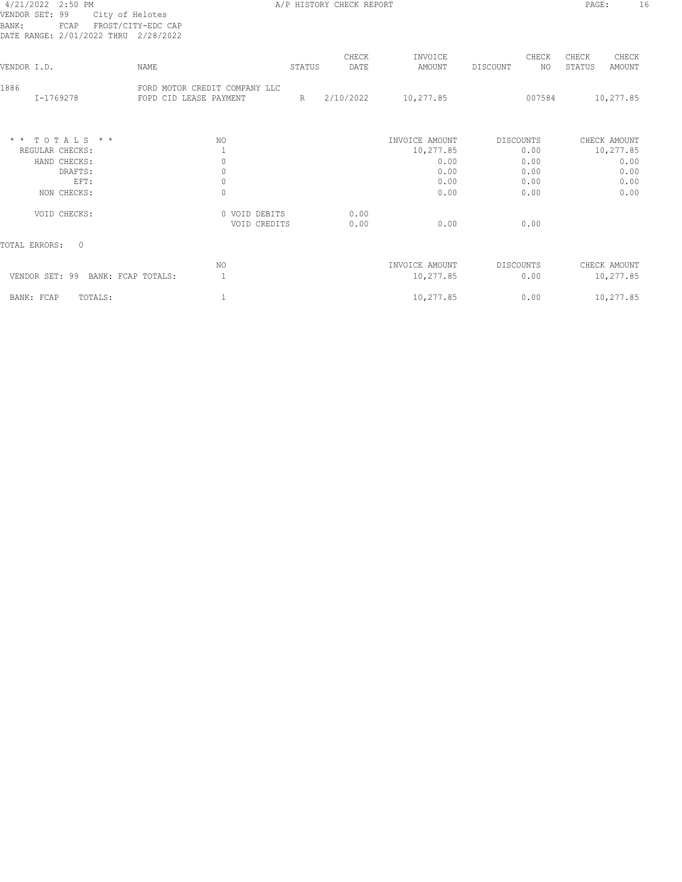4/21/2022 2:50 PM A/P HISTORY CHECK REPORT
VENDOR SET: 99 City of Helotes
BANK: FCAP FROST/CITY-EDC CAP
DATE RANGE: 2/01/2022 THRU 2/28/2022

| VENDOR I.D. | NAME | STATUS | CHECK DATE | INVOICE AMOUNT | DISCOUNT | CHECK NO | CHECK STATUS | CHECK AMOUNT |
|---|---|---|---|---|---|---|---|---|
| 1886 | FORD MOTOR CREDIT COMPANY LLC | | | | | | | |
| I-1769278 | FOPD CID LEASE PAYMENT | R | 2/10/2022 | 10,277.85 | | 007584 | | 10,277.85 |

| * * T O T A L S * * | NO | | | INVOICE AMOUNT | DISCOUNTS | CHECK AMOUNT |
|---|---|---|---|---|---|---|
| REGULAR CHECKS: | 1 | | | 10,277.85 | 0.00 | 10,277.85 |
| HAND CHECKS: | 0 | | | 0.00 | 0.00 | 0.00 |
| DRAFTS: | 0 | | | 0.00 | 0.00 | 0.00 |
| EFT: | 0 | | | 0.00 | 0.00 | 0.00 |
| NON CHECKS: | 0 | | | 0.00 | 0.00 | 0.00 |
| VOID CHECKS: | 0 | VOID DEBITS | 0.00 | | | |
| | | VOID CREDITS | 0.00 | 0.00 | 0.00 | |

TOTAL ERRORS: 0

| | NO | INVOICE AMOUNT | DISCOUNTS | CHECK AMOUNT |
|---|---|---|---|---|
| VENDOR SET: 99 BANK: FCAP TOTALS: | 1 | 10,277.85 | 0.00 | 10,277.85 |
| BANK: FCAP TOTALS: | 1 | 10,277.85 | 0.00 | 10,277.85 |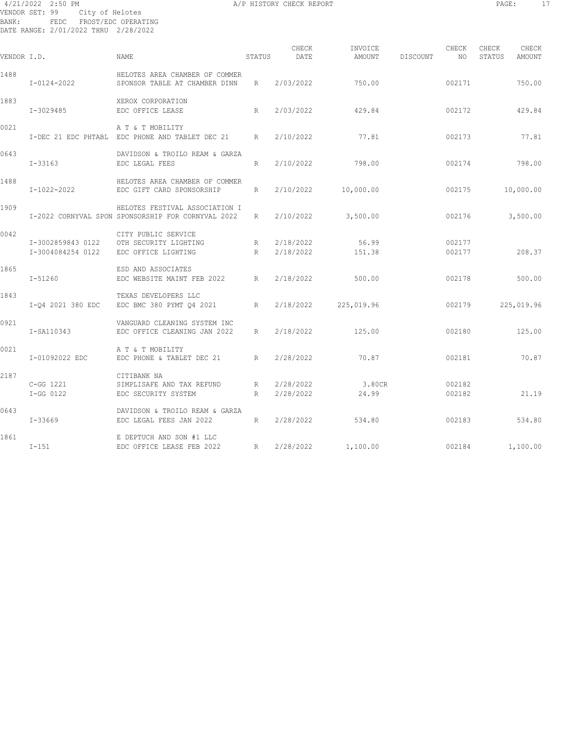4/21/2022 2:50 PM A/P HISTORY CHECK REPORT

VENDOR SET: 99 City of Helotes
BANK: FEDC FROST/EDC OPERATING
DATE RANGE: 2/01/2022 THRU 2/28/2022

| VENDOR I.D. | | NAME | STATUS | CHECK DATE | INVOICE AMOUNT | DISCOUNT | CHECK NO | CHECK STATUS | CHECK AMOUNT |
|---|---|---|---|---|---|---|---|---|---|
| 1488 | | HELOTES AREA CHAMBER OF COMMER | | | | | | | |
| | I-0124-2022 | SPONSOR TABLE AT CHAMBER DINN | R | 2/03/2022 | 750.00 | | 002171 | | 750.00 |
| 1883 | | XEROX CORPORATION | | | | | | | |
| | I-3029485 | EDC OFFICE LEASE | R | 2/03/2022 | 429.84 | | 002172 | | 429.84 |
| 0021 | | A T & T MOBILITY | | | | | | | |
| | I-DEC 21 EDC PHTABL | EDC PHONE AND TABLET DEC 21 | R | 2/10/2022 | 77.81 | | 002173 | | 77.81 |
| 0643 | | DAVIDSON & TROILO REAM & GARZA | | | | | | | |
| | I-33163 | EDC LEGAL FEES | R | 2/10/2022 | 798.00 | | 002174 | | 798.00 |
| 1488 | | HELOTES AREA CHAMBER OF COMMER | | | | | | | |
| | I-1022-2022 | EDC GIFT CARD SPONSORSHIP | R | 2/10/2022 | 10,000.00 | | 002175 | | 10,000.00 |
| 1909 | | HELOTES FESTIVAL ASSOCIATION I | | | | | | | |
| | I-2022 CORNYVAL SPON | SPONSORSHIP FOR CORNYVAL 2022 | R | 2/10/2022 | 3,500.00 | | 002176 | | 3,500.00 |
| 0042 | | CITY PUBLIC SERVICE | | | | | | | |
| | I-3002859843 0122 | OTH SECURITY LIGHTING | R | 2/18/2022 | 56.99 | | 002177 | | |
| | I-3004084254 0122 | EDC OFFICE LIGHTING | R | 2/18/2022 | 151.38 | | 002177 | | 208.37 |
| 1865 | | ESD AND ASSOCIATES | | | | | | | |
| | I-51260 | EDC WEBSITE MAINT FEB 2022 | R | 2/18/2022 | 500.00 | | 002178 | | 500.00 |
| 1843 | | TEXAS DEVELOPERS LLC | | | | | | | |
| | I-Q4 2021 380 EDC | EDC BMC 380 PYMT Q4 2021 | R | 2/18/2022 | 225,019.96 | | 002179 | | 225,019.96 |
| 0921 | | VANGUARD CLEANING SYSTEM INC | | | | | | | |
| | I-SA110343 | EDC OFFICE CLEANING JAN 2022 | R | 2/18/2022 | 125.00 | | 002180 | | 125.00 |
| 0021 | | A T & T MOBILITY | | | | | | | |
| | I-01092022 EDC | EDC PHONE & TABLET DEC 21 | R | 2/28/2022 | 70.87 | | 002181 | | 70.87 |
| 2187 | | CITIBANK NA | | | | | | | |
| | C-GG 1221 | SIMPLISAFE AND TAX REFUND | R | 2/28/2022 | 3.80CR | | 002182 | | |
| | I-GG 0122 | EDC SECURITY SYSTEM | R | 2/28/2022 | 24.99 | | 002182 | | 21.19 |
| 0643 | | DAVIDSON & TROILO REAM & GARZA | | | | | | | |
| | I-33669 | EDC LEGAL FEES JAN 2022 | R | 2/28/2022 | 534.80 | | 002183 | | 534.80 |
| 1861 | | E DEPTUCH AND SON #1 LLC | | | | | | | |
| | I-151 | EDC OFFICE LEASE FEB 2022 | R | 2/28/2022 | 1,100.00 | | 002184 | | 1,100.00 |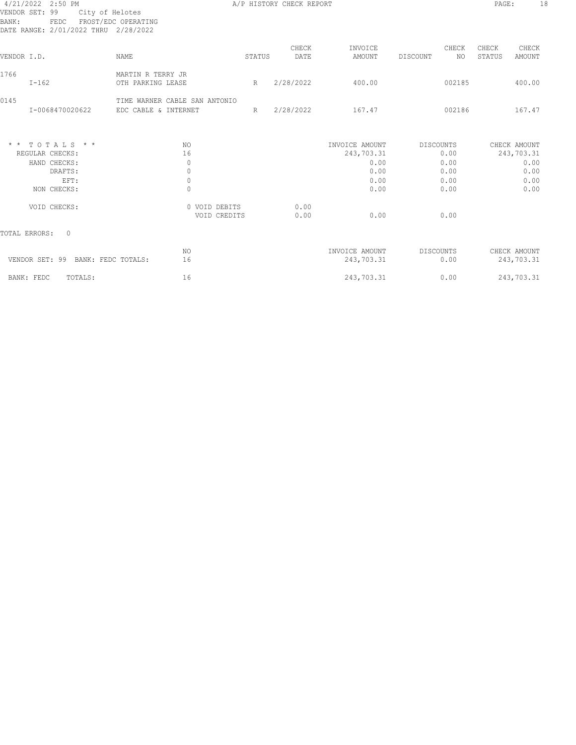4/21/2022 2:50 PM A/P HISTORY CHECK REPORT

VENDOR SET: 99 City of Helotes
BANK: FEDC FROST/EDC OPERATING
DATE RANGE: 2/01/2022 THRU 2/28/2022

| VENDOR I.D. | NAME | STATUS | CHECK DATE | INVOICE AMOUNT | DISCOUNT | CHECK NO | CHECK STATUS | CHECK AMOUNT |
|---|---|---|---|---|---|---|---|---|
| 1766 | MARTIN R TERRY JR | | | | | | | |
| I-162 | OTH PARKING LEASE | R | 2/28/2022 | 400.00 | | 002185 | | 400.00 |
| 0145 | TIME WARNER CABLE SAN ANTONIO | | | | | | | |
| I-0068470020622 | EDC CABLE & INTERNET | R | 2/28/2022 | 167.47 | | 002186 | | 167.47 |

| * * T O T A L S * * | NO | | INVOICE AMOUNT | DISCOUNTS | CHECK AMOUNT |
|---|---|---|---|---|---|
| REGULAR CHECKS: | 16 | | 243,703.31 | 0.00 | 243,703.31 |
| HAND CHECKS: | 0 | | 0.00 | 0.00 | 0.00 |
| DRAFTS: | 0 | | 0.00 | 0.00 | 0.00 |
| EFT: | 0 | | 0.00 | 0.00 | 0.00 |
| NON CHECKS: | 0 | | 0.00 | 0.00 | 0.00 |
| VOID CHECKS: | 0 VOID DEBITS | 0.00 | | | |
| | VOID CREDITS | 0.00 | 0.00 | 0.00 | |

TOTAL ERRORS: 0

| | NO | INVOICE AMOUNT | DISCOUNTS | CHECK AMOUNT |
|---|---|---|---|---|
| VENDOR SET: 99 BANK: FEDC TOTALS: | 16 | 243,703.31 | 0.00 | 243,703.31 |
| BANK: FEDC TOTALS: | 16 | 243,703.31 | 0.00 | 243,703.31 |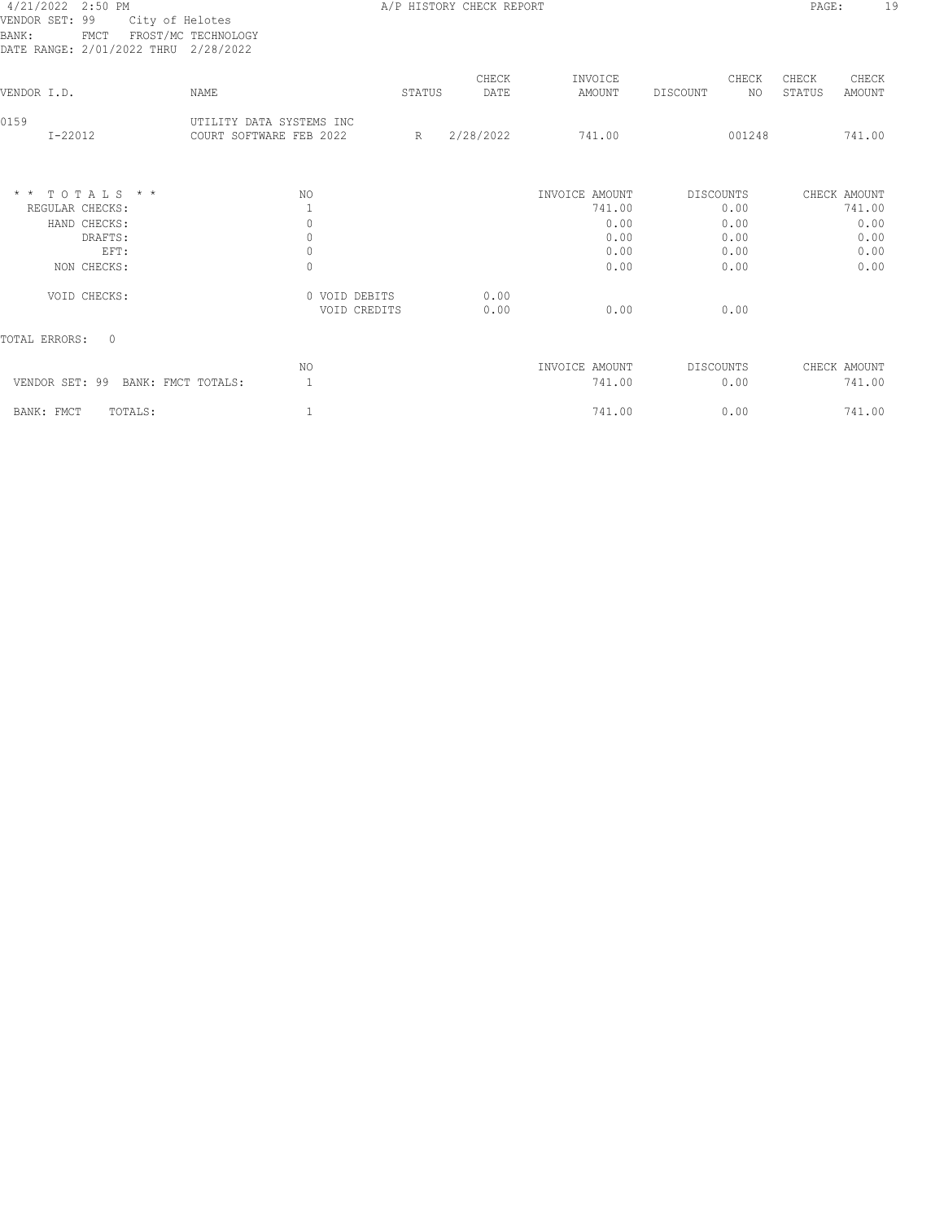4/21/2022 2:50 PM — A/P HISTORY CHECK REPORT

VENDOR SET: 99 City of Helotes
BANK: FMCT FROST/MC TECHNOLOGY
DATE RANGE: 2/01/2022 THRU 2/28/2022

| VENDOR I.D. | NAME | STATUS | CHECK DATE | INVOICE AMOUNT | DISCOUNT | CHECK NO | CHECK STATUS | CHECK AMOUNT |
|---|---|---|---|---|---|---|---|---|
| 0159 | UTILITY DATA SYSTEMS INC | | | | | | | |
| I-22012 | COURT SOFTWARE FEB 2022 | R | 2/28/2022 | 741.00 | | 001248 | | 741.00 |

| * * TOTALS * * | NO | | INVOICE AMOUNT | DISCOUNTS | CHECK AMOUNT |
|---|---|---|---|---|---|
| REGULAR CHECKS: | 1 | | 741.00 | 0.00 | 741.00 |
| HAND CHECKS: | 0 | | 0.00 | 0.00 | 0.00 |
| DRAFTS: | 0 | | 0.00 | 0.00 | 0.00 |
| EFT: | 0 | | 0.00 | 0.00 | 0.00 |
| NON CHECKS: | 0 | | 0.00 | 0.00 | 0.00 |
| VOID CHECKS: | 0 VOID DEBITS | 0.00 | | | |
| | VOID CREDITS | 0.00 | 0.00 | 0.00 | |

TOTAL ERRORS: 0

| | NO | INVOICE AMOUNT | DISCOUNTS | CHECK AMOUNT |
|---|---|---|---|---|
| VENDOR SET: 99 BANK: FMCT TOTALS: | 1 | 741.00 | 0.00 | 741.00 |
| BANK: FMCT TOTALS: | 1 | 741.00 | 0.00 | 741.00 |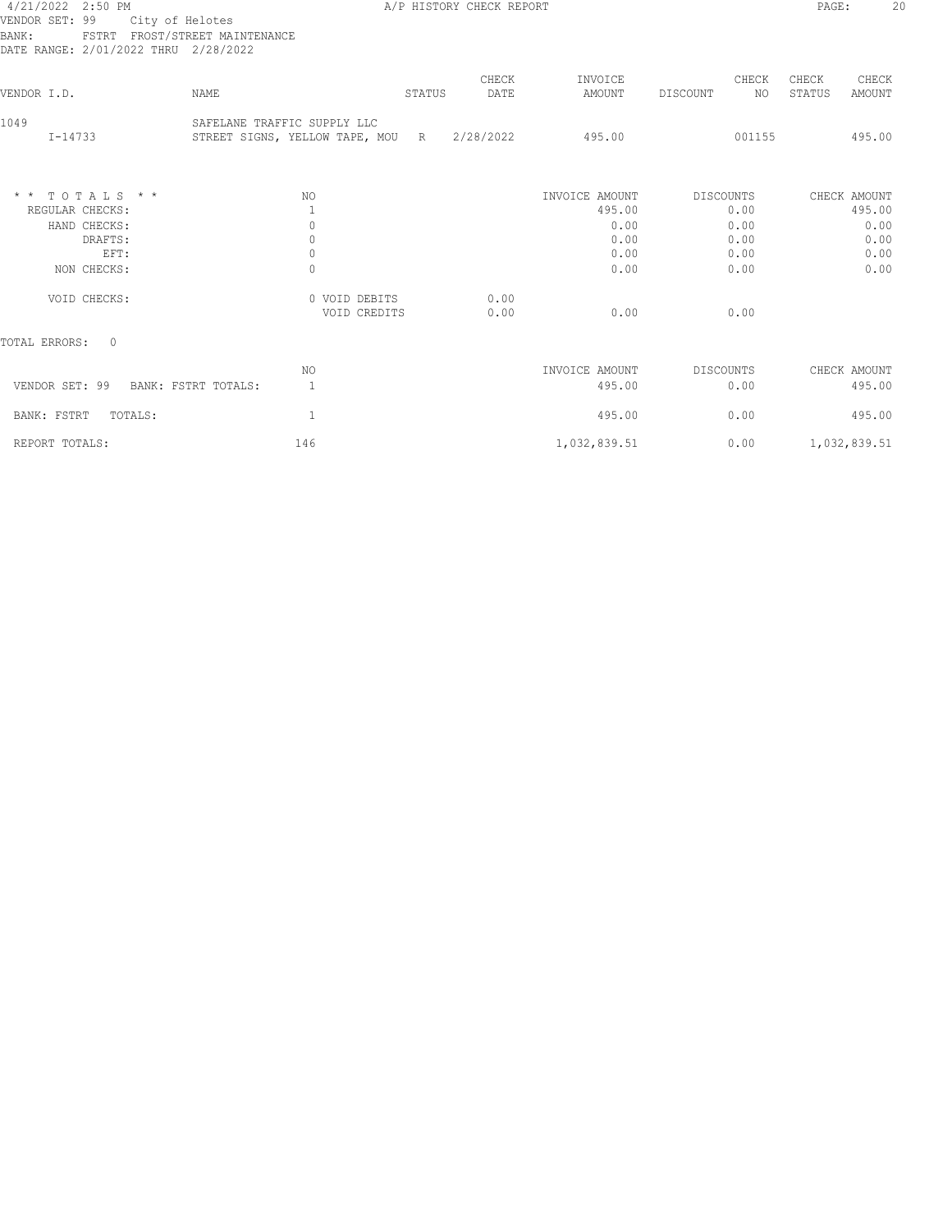4/21/2022 2:50 PM A/P HISTORY CHECK REPORT

VENDOR SET: 99 City of Helotes
BANK: FSTRT FROST/STREET MAINTENANCE
DATE RANGE: 2/01/2022 THRU 2/28/2022

| VENDOR I.D. | NAME | STATUS | CHECK DATE | INVOICE AMOUNT | DISCOUNT | CHECK NO | CHECK STATUS | CHECK AMOUNT |
|---|---|---|---|---|---|---|---|---|
| 1049 | SAFELANE TRAFFIC SUPPLY LLC | | | | | | | |
| I-14733 | STREET SIGNS, YELLOW TAPE, MOU | R | 2/28/2022 | 495.00 | | 001155 | | 495.00 |

| * * T O T A L S * * | NO | | | INVOICE AMOUNT | DISCOUNTS | CHECK AMOUNT |
|---|---|---|---|---|---|---|
| REGULAR CHECKS: | 1 | | | 495.00 | 0.00 | 495.00 |
| HAND CHECKS: | 0 | | | 0.00 | 0.00 | 0.00 |
| DRAFTS: | 0 | | | 0.00 | 0.00 | 0.00 |
| EFT: | 0 | | | 0.00 | 0.00 | 0.00 |
| NON CHECKS: | 0 | | | 0.00 | 0.00 | 0.00 |
| VOID CHECKS: | 0 | VOID DEBITS | 0.00 | | | |
| | | VOID CREDITS | 0.00 | 0.00 | 0.00 | |

TOTAL ERRORS: 0

| | NO | INVOICE AMOUNT | DISCOUNTS | CHECK AMOUNT |
|---|---|---|---|---|
| VENDOR SET: 99 BANK: FSTRT TOTALS: | 1 | 495.00 | 0.00 | 495.00 |
| BANK: FSTRT TOTALS: | 1 | 495.00 | 0.00 | 495.00 |
| REPORT TOTALS: | 146 | 1,032,839.51 | 0.00 | 1,032,839.51 |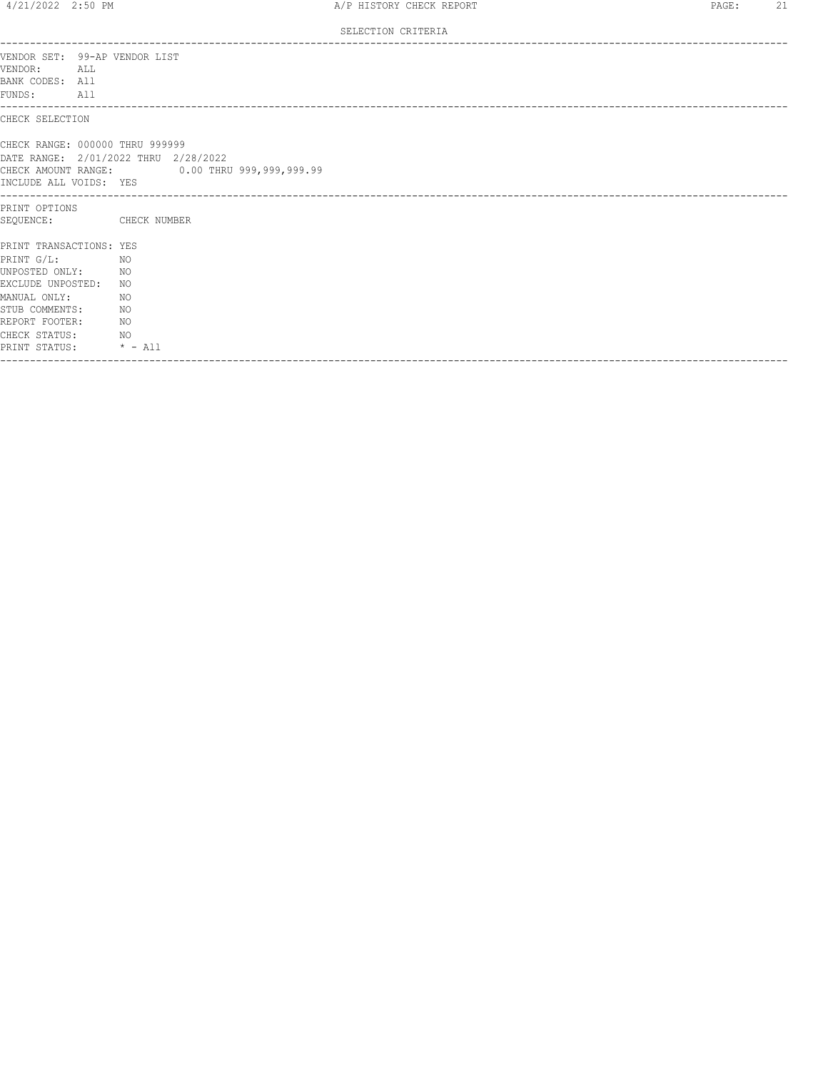SELECTION CRITERIA

---

VENDOR SET: 99-AP VENDOR LIST
VENDOR: ALL
BANK CODES: All
FUNDS: All

---

CHECK SELECTION

CHECK RANGE: 000000 THRU 999999
DATE RANGE: 2/01/2022 THRU 2/28/2022
CHECK AMOUNT RANGE: 0.00 THRU 999,999,999.99
INCLUDE ALL VOIDS: YES

---

PRINT OPTIONS
SEQUENCE: CHECK NUMBER

PRINT TRANSACTIONS: YES
PRINT G/L: NO
UNPOSTED ONLY: NO
EXCLUDE UNPOSTED: NO
MANUAL ONLY: NO
STUB COMMENTS: NO
REPORT FOOTER: NO
CHECK STATUS: NO
PRINT STATUS: * - All

---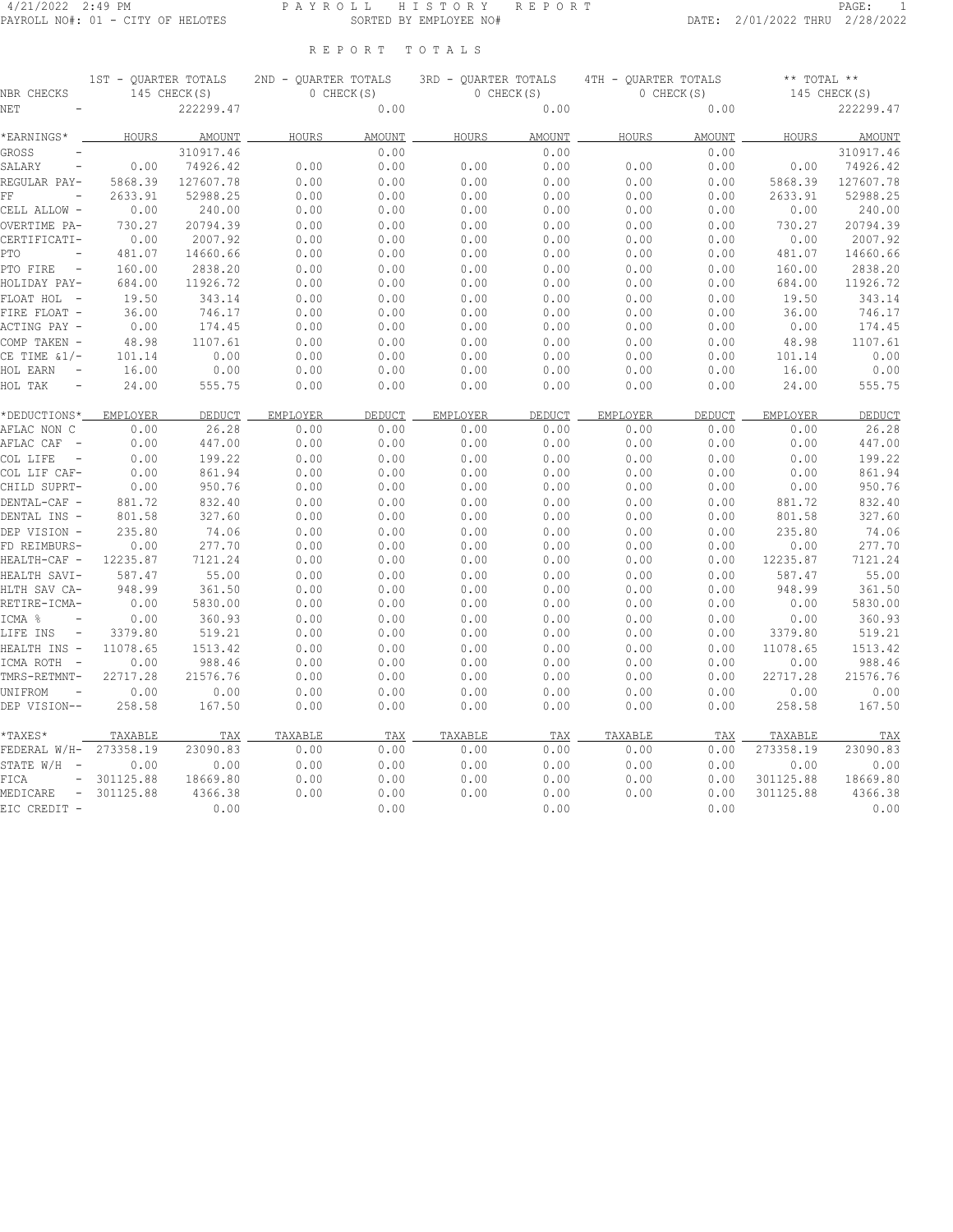4/21/2022 2:49 PM PAYROLL HISTORY REPORT
PAYROLL NO#: 01 - CITY OF HELOTES SORTED BY EMPLOYEE NO# DATE: 2/01/2022 THRU 2/28/2022

## REPORT TOTALS

| NBR CHECKS | 1ST - QUARTER TOTALS 145 CHECK(S) | | 2ND - QUARTER TOTALS 0 CHECK(S) | | 3RD - QUARTER TOTALS 0 CHECK(S) | | 4TH - QUARTER TOTALS 0 CHECK(S) | | ** TOTAL ** 145 CHECK(S) | |
|---|---|---|---|---|---|---|---|---|---|---|
| NET - | | 222299.47 | | 0.00 | | 0.00 | | 0.00 | | 222299.47 |
| *EARNINGS* | HOURS | AMOUNT | HOURS | AMOUNT | HOURS | AMOUNT | HOURS | AMOUNT | HOURS | AMOUNT |
| GROSS - | | 310917.46 | | 0.00 | | 0.00 | | 0.00 | | 310917.46 |
| SALARY - | 0.00 | 74926.42 | 0.00 | 0.00 | 0.00 | 0.00 | 0.00 | 0.00 | 0.00 | 74926.42 |
| REGULAR PAY- | 5868.39 | 127607.78 | 0.00 | 0.00 | 0.00 | 0.00 | 0.00 | 0.00 | 5868.39 | 127607.78 |
| FF - | 2633.91 | 52988.25 | 0.00 | 0.00 | 0.00 | 0.00 | 0.00 | 0.00 | 2633.91 | 52988.25 |
| CELL ALLOW - | 0.00 | 240.00 | 0.00 | 0.00 | 0.00 | 0.00 | 0.00 | 0.00 | 0.00 | 240.00 |
| OVERTIME PA- | 730.27 | 20794.39 | 0.00 | 0.00 | 0.00 | 0.00 | 0.00 | 0.00 | 730.27 | 20794.39 |
| CERTIFICATI- | 0.00 | 2007.92 | 0.00 | 0.00 | 0.00 | 0.00 | 0.00 | 0.00 | 0.00 | 2007.92 |
| PTO - | 481.07 | 14660.66 | 0.00 | 0.00 | 0.00 | 0.00 | 0.00 | 0.00 | 481.07 | 14660.66 |
| PTO FIRE - | 160.00 | 2838.20 | 0.00 | 0.00 | 0.00 | 0.00 | 0.00 | 0.00 | 160.00 | 2838.20 |
| HOLIDAY PAY- | 684.00 | 11926.72 | 0.00 | 0.00 | 0.00 | 0.00 | 0.00 | 0.00 | 684.00 | 11926.72 |
| FLOAT HOL - | 19.50 | 343.14 | 0.00 | 0.00 | 0.00 | 0.00 | 0.00 | 0.00 | 19.50 | 343.14 |
| FIRE FLOAT - | 36.00 | 746.17 | 0.00 | 0.00 | 0.00 | 0.00 | 0.00 | 0.00 | 36.00 | 746.17 |
| ACTING PAY - | 0.00 | 174.45 | 0.00 | 0.00 | 0.00 | 0.00 | 0.00 | 0.00 | 0.00 | 174.45 |
| COMP TAKEN - | 48.98 | 1107.61 | 0.00 | 0.00 | 0.00 | 0.00 | 0.00 | 0.00 | 48.98 | 1107.61 |
| CE TIME &1/- | 101.14 | 0.00 | 0.00 | 0.00 | 0.00 | 0.00 | 0.00 | 0.00 | 101.14 | 0.00 |
| HOL EARN - | 16.00 | 0.00 | 0.00 | 0.00 | 0.00 | 0.00 | 0.00 | 0.00 | 16.00 | 0.00 |
| HOL TAK - | 24.00 | 555.75 | 0.00 | 0.00 | 0.00 | 0.00 | 0.00 | 0.00 | 24.00 | 555.75 |
| *DEDUCTIONS* | EMPLOYER | DEDUCT | EMPLOYER | DEDUCT | EMPLOYER | DEDUCT | EMPLOYER | DEDUCT | EMPLOYER | DEDUCT |
| AFLAC NON C | 0.00 | 26.28 | 0.00 | 0.00 | 0.00 | 0.00 | 0.00 | 0.00 | 0.00 | 26.28 |
| AFLAC CAF - | 0.00 | 447.00 | 0.00 | 0.00 | 0.00 | 0.00 | 0.00 | 0.00 | 0.00 | 447.00 |
| COL LIFE - | 0.00 | 199.22 | 0.00 | 0.00 | 0.00 | 0.00 | 0.00 | 0.00 | 0.00 | 199.22 |
| COL LIF CAF- | 0.00 | 861.94 | 0.00 | 0.00 | 0.00 | 0.00 | 0.00 | 0.00 | 0.00 | 861.94 |
| CHILD SUPRT- | 0.00 | 950.76 | 0.00 | 0.00 | 0.00 | 0.00 | 0.00 | 0.00 | 0.00 | 950.76 |
| DENTAL-CAF - | 881.72 | 832.40 | 0.00 | 0.00 | 0.00 | 0.00 | 0.00 | 0.00 | 881.72 | 832.40 |
| DENTAL INS - | 801.58 | 327.60 | 0.00 | 0.00 | 0.00 | 0.00 | 0.00 | 0.00 | 801.58 | 327.60 |
| DEP VISION - | 235.80 | 74.06 | 0.00 | 0.00 | 0.00 | 0.00 | 0.00 | 0.00 | 235.80 | 74.06 |
| FD REIMBURS- | 0.00 | 277.70 | 0.00 | 0.00 | 0.00 | 0.00 | 0.00 | 0.00 | 0.00 | 277.70 |
| HEALTH-CAF - | 12235.87 | 7121.24 | 0.00 | 0.00 | 0.00 | 0.00 | 0.00 | 0.00 | 12235.87 | 7121.24 |
| HEALTH SAVI- | 587.47 | 55.00 | 0.00 | 0.00 | 0.00 | 0.00 | 0.00 | 0.00 | 587.47 | 55.00 |
| HLTH SAV CA- | 948.99 | 361.50 | 0.00 | 0.00 | 0.00 | 0.00 | 0.00 | 0.00 | 948.99 | 361.50 |
| RETIRE-ICMA- | 0.00 | 5830.00 | 0.00 | 0.00 | 0.00 | 0.00 | 0.00 | 0.00 | 0.00 | 5830.00 |
| ICMA % - | 0.00 | 360.93 | 0.00 | 0.00 | 0.00 | 0.00 | 0.00 | 0.00 | 0.00 | 360.93 |
| LIFE INS - | 3379.80 | 519.21 | 0.00 | 0.00 | 0.00 | 0.00 | 0.00 | 0.00 | 3379.80 | 519.21 |
| HEALTH INS - | 11078.65 | 1513.42 | 0.00 | 0.00 | 0.00 | 0.00 | 0.00 | 0.00 | 11078.65 | 1513.42 |
| ICMA ROTH - | 0.00 | 988.46 | 0.00 | 0.00 | 0.00 | 0.00 | 0.00 | 0.00 | 0.00 | 988.46 |
| TMRS-RETMNT- | 22717.28 | 21576.76 | 0.00 | 0.00 | 0.00 | 0.00 | 0.00 | 0.00 | 22717.28 | 21576.76 |
| UNIFROM - | 0.00 | 0.00 | 0.00 | 0.00 | 0.00 | 0.00 | 0.00 | 0.00 | 0.00 | 0.00 |
| DEP VISION-- | 258.58 | 167.50 | 0.00 | 0.00 | 0.00 | 0.00 | 0.00 | 0.00 | 258.58 | 167.50 |
| *TAXES* | TAXABLE | TAX | TAXABLE | TAX | TAXABLE | TAX | TAXABLE | TAX | TAXABLE | TAX |
| FEDERAL W/H- | 273358.19 | 23090.83 | 0.00 | 0.00 | 0.00 | 0.00 | 0.00 | 0.00 | 273358.19 | 23090.83 |
| STATE W/H - | 0.00 | 0.00 | 0.00 | 0.00 | 0.00 | 0.00 | 0.00 | 0.00 | 0.00 | 0.00 |
| FICA - | 301125.88 | 18669.80 | 0.00 | 0.00 | 0.00 | 0.00 | 0.00 | 0.00 | 301125.88 | 18669.80 |
| MEDICARE - | 301125.88 | 4366.38 | 0.00 | 0.00 | 0.00 | 0.00 | 0.00 | 0.00 | 301125.88 | 4366.38 |
| EIC CREDIT - | | 0.00 | | 0.00 | | 0.00 | | 0.00 | | 0.00 |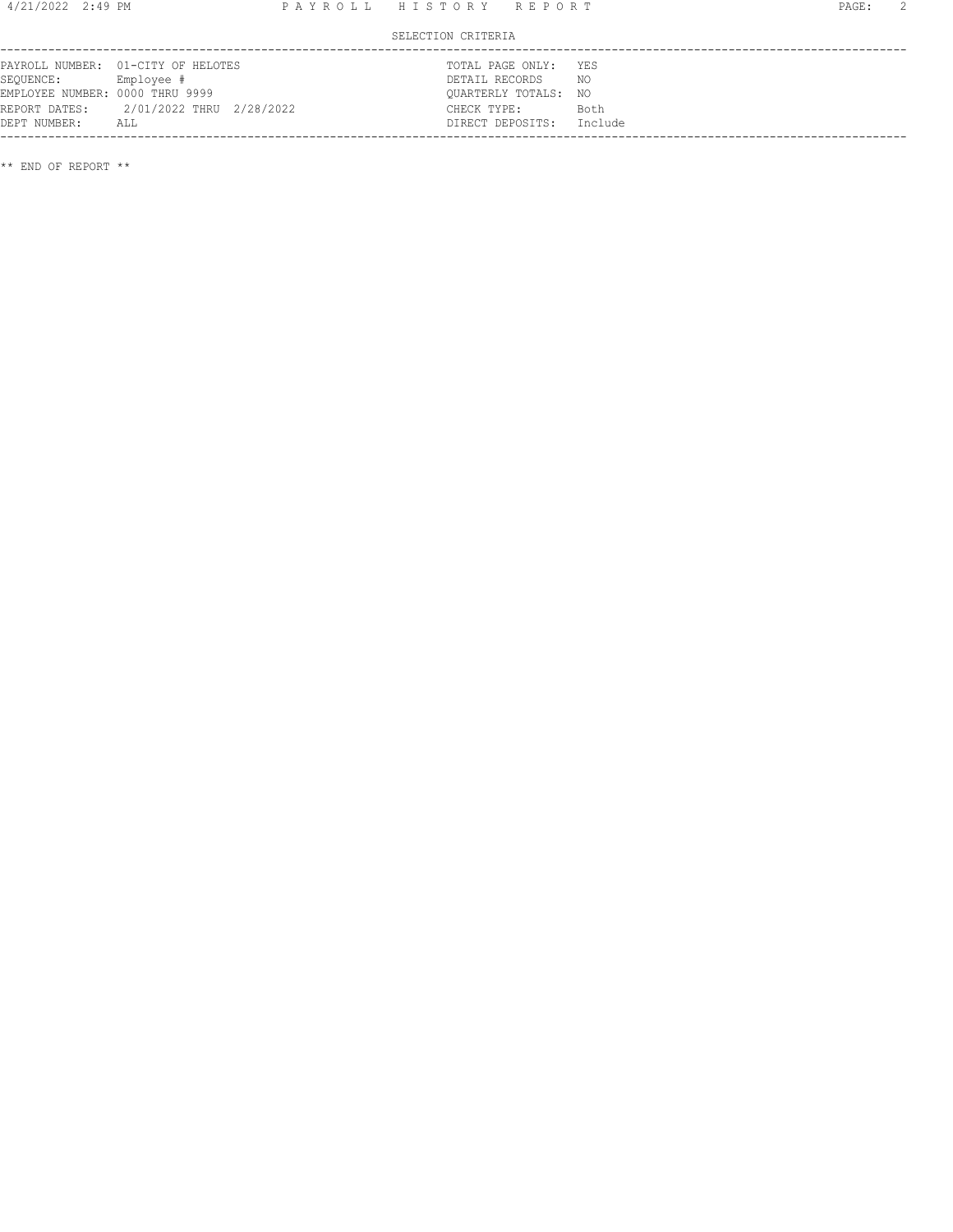## SELECTION CRITERIA

| | | | |
|---|---|---|---|
| PAYROLL NUMBER: | 01-CITY OF HELOTES | TOTAL PAGE ONLY: | YES |
| SEQUENCE: | Employee # | DETAIL RECORDS | NO |
| EMPLOYEE NUMBER: | 0000 THRU 9999 | QUARTERLY TOTALS: | NO |
| REPORT DATES: | 2/01/2022 THRU 2/28/2022 | CHECK TYPE: | Both |
| DEPT NUMBER: | ALL | DIRECT DEPOSITS: | Include |

** END OF REPORT **